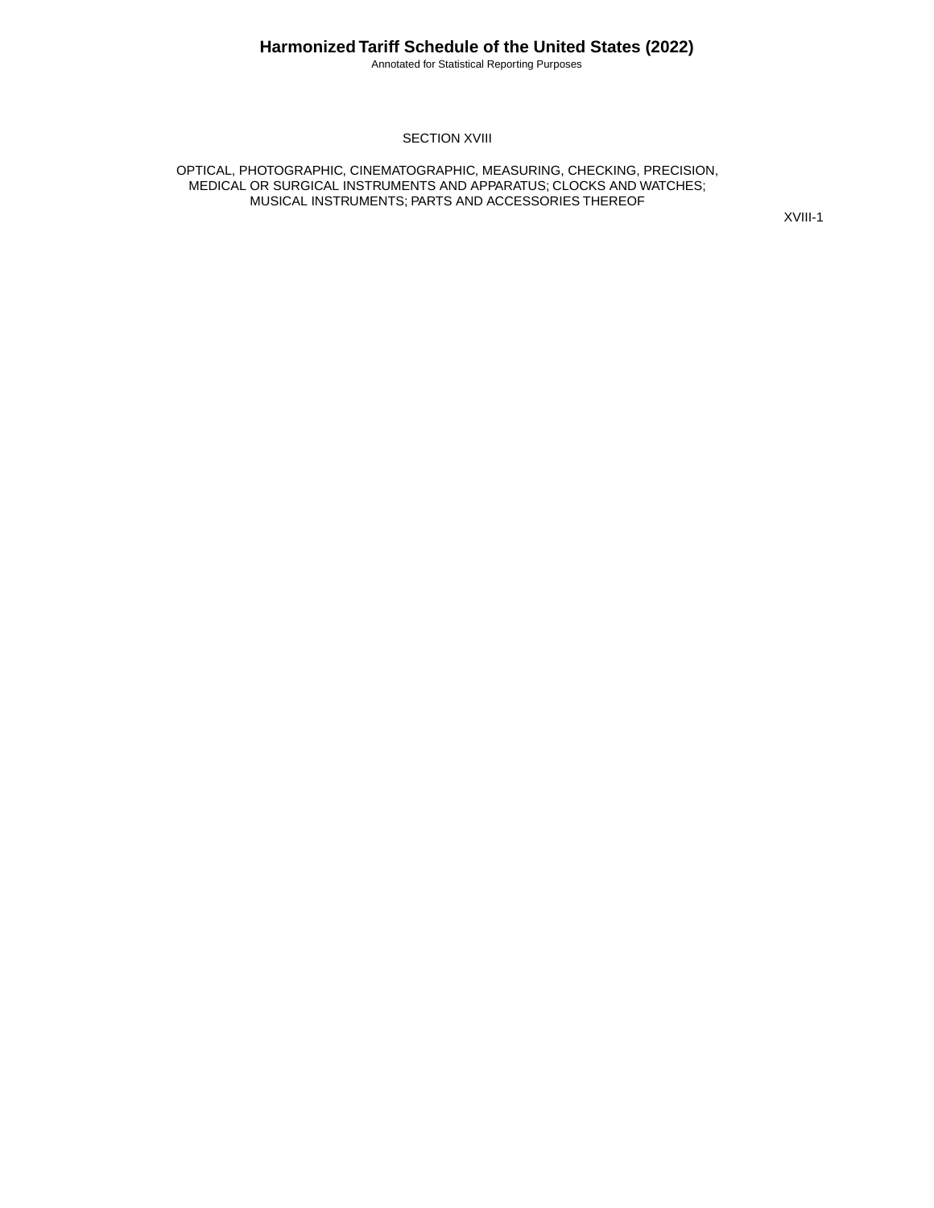# SECTION XVIII

## OPTICAL, PHOTOGRAPHIC, CINEMATOGRAPHIC, MEASURING, CHECKING, PRECISION, MEDICAL OR SURGICAL INSTRUMENTS AND APPARATUS; CLOCKS AND WATCHES; MUSICAL INSTRUMENTS; PARTS AND ACCESSORIES THEREOF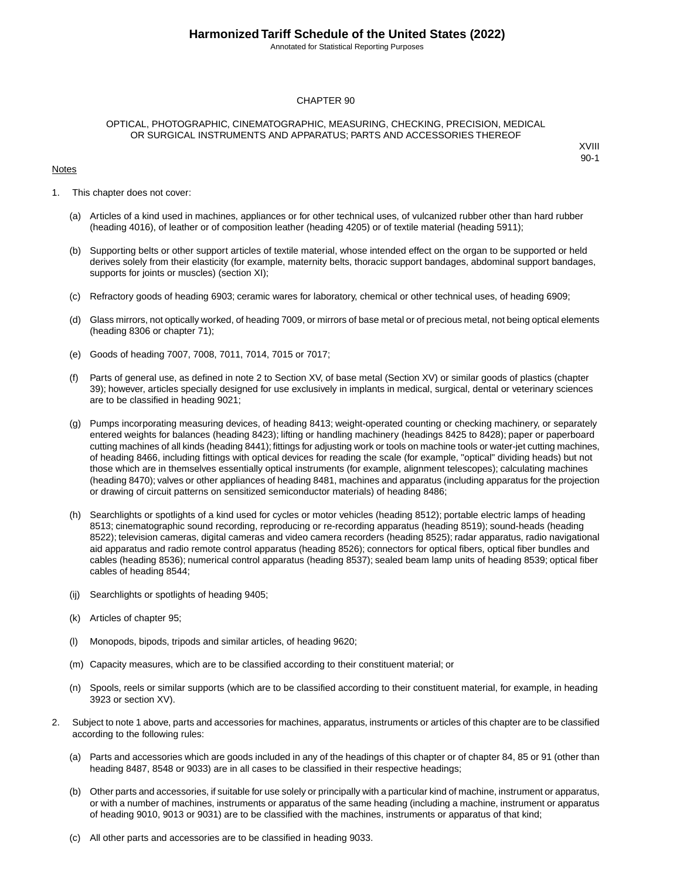# CHAPTER 90

## OPTICAL, PHOTOGRAPHIC, CINEMATOGRAPHIC, MEASURING, CHECKING, PRECISION, MEDICAL OR SURGICAL INSTRUMENTS AND APPARATUS; PARTS AND ACCESSORIES THEREOF

XVIII
90-1

Notes

1. This chapter does not cover:

   (a) Articles of a kind used in machines, appliances or for other technical uses, of vulcanized rubber other than hard rubber (heading 4016), of leather or of composition leather (heading 4205) or of textile material (heading 5911);

   (b) Supporting belts or other support articles of textile material, whose intended effect on the organ to be supported or held derives solely from their elasticity (for example, maternity belts, thoracic support bandages, abdominal support bandages, supports for joints or muscles) (section XI);

   (c) Refractory goods of heading 6903; ceramic wares for laboratory, chemical or other technical uses, of heading 6909;

   (d) Glass mirrors, not optically worked, of heading 7009, or mirrors of base metal or of precious metal, not being optical elements (heading 8306 or chapter 71);

   (e) Goods of heading 7007, 7008, 7011, 7014, 7015 or 7017;

   (f) Parts of general use, as defined in note 2 to Section XV, of base metal (Section XV) or similar goods of plastics (chapter 39); however, articles specially designed for use exclusively in implants in medical, surgical, dental or veterinary sciences are to be classified in heading 9021;

   (g) Pumps incorporating measuring devices, of heading 8413; weight-operated counting or checking machinery, or separately entered weights for balances (heading 8423); lifting or handling machinery (headings 8425 to 8428); paper or paperboard cutting machines of all kinds (heading 8441); fittings for adjusting work or tools on machine tools or water-jet cutting machines, of heading 8466, including fittings with optical devices for reading the scale (for example, "optical" dividing heads) but not those which are in themselves essentially optical instruments (for example, alignment telescopes); calculating machines (heading 8470); valves or other appliances of heading 8481, machines and apparatus (including apparatus for the projection or drawing of circuit patterns on sensitized semiconductor materials) of heading 8486;

   (h) Searchlights or spotlights of a kind used for cycles or motor vehicles (heading 8512); portable electric lamps of heading 8513; cinematographic sound recording, reproducing or re-recording apparatus (heading 8519); sound-heads (heading 8522); television cameras, digital cameras and video camera recorders (heading 8525); radar apparatus, radio navigational aid apparatus and radio remote control apparatus (heading 8526); connectors for optical fibers, optical fiber bundles and cables (heading 8536); numerical control apparatus (heading 8537); sealed beam lamp units of heading 8539; optical fiber cables of heading 8544;

   (ij) Searchlights or spotlights of heading 9405;

   (k) Articles of chapter 95;

   (l) Monopods, bipods, tripods and similar articles, of heading 9620;

   (m) Capacity measures, which are to be classified according to their constituent material; or

   (n) Spools, reels or similar supports (which are to be classified according to their constituent material, for example, in heading 3923 or section XV).

2. Subject to note 1 above, parts and accessories for machines, apparatus, instruments or articles of this chapter are to be classified according to the following rules:

   (a) Parts and accessories which are goods included in any of the headings of this chapter or of chapter 84, 85 or 91 (other than heading 8487, 8548 or 9033) are in all cases to be classified in their respective headings;

   (b) Other parts and accessories, if suitable for use solely or principally with a particular kind of machine, instrument or apparatus, or with a number of machines, instruments or apparatus of the same heading (including a machine, instrument or apparatus of heading 9010, 9013 or 9031) are to be classified with the machines, instruments or apparatus of that kind;

   (c) All other parts and accessories are to be classified in heading 9033.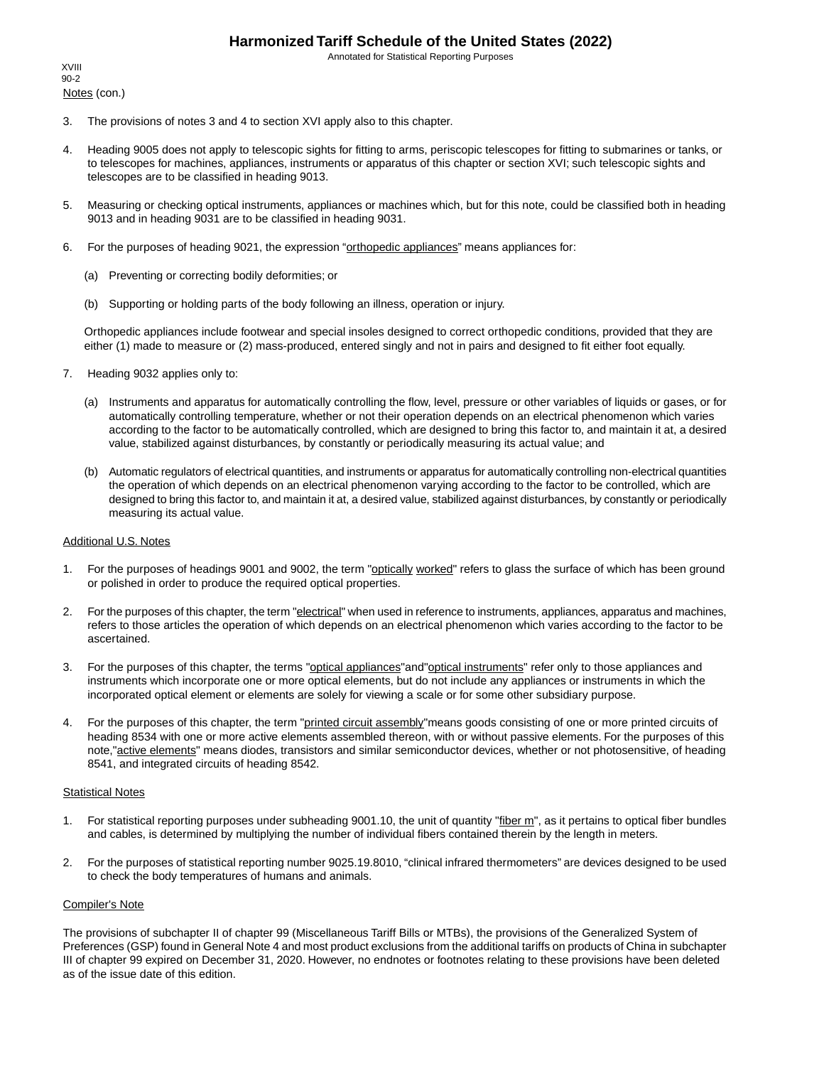Notes (con.)

3. The provisions of notes 3 and 4 to section XVI apply also to this chapter.

4. Heading 9005 does not apply to telescopic sights for fitting to arms, periscopic telescopes for fitting to submarines or tanks, or to telescopes for machines, appliances, instruments or apparatus of this chapter or section XVI; such telescopic sights and telescopes are to be classified in heading 9013.

5. Measuring or checking optical instruments, appliances or machines which, but for this note, could be classified both in heading 9013 and in heading 9031 are to be classified in heading 9031.

6. For the purposes of heading 9021, the expression "orthopedic appliances" means appliances for:

   (a) Preventing or correcting bodily deformities; or

   (b) Supporting or holding parts of the body following an illness, operation or injury.

   Orthopedic appliances include footwear and special insoles designed to correct orthopedic conditions, provided that they are either (1) made to measure or (2) mass-produced, entered singly and not in pairs and designed to fit either foot equally.

7. Heading 9032 applies only to:

   (a) Instruments and apparatus for automatically controlling the flow, level, pressure or other variables of liquids or gases, or for automatically controlling temperature, whether or not their operation depends on an electrical phenomenon which varies according to the factor to be automatically controlled, which are designed to bring this factor to, and maintain it at, a desired value, stabilized against disturbances, by constantly or periodically measuring its actual value; and

   (b) Automatic regulators of electrical quantities, and instruments or apparatus for automatically controlling non-electrical quantities the operation of which depends on an electrical phenomenon varying according to the factor to be controlled, which are designed to bring this factor to, and maintain it at, a desired value, stabilized against disturbances, by constantly or periodically measuring its actual value.

Additional U.S. Notes

1. For the purposes of headings 9001 and 9002, the term "optically worked" refers to glass the surface of which has been ground or polished in order to produce the required optical properties.

2. For the purposes of this chapter, the term "electrical" when used in reference to instruments, appliances, apparatus and machines, refers to those articles the operation of which depends on an electrical phenomenon which varies according to the factor to be ascertained.

3. For the purposes of this chapter, the terms "optical appliances"and"optical instruments" refer only to those appliances and instruments which incorporate one or more optical elements, but do not include any appliances or instruments in which the incorporated optical element or elements are solely for viewing a scale or for some other subsidiary purpose.

4. For the purposes of this chapter, the term "printed circuit assembly"means goods consisting of one or more printed circuits of heading 8534 with one or more active elements assembled thereon, with or without passive elements. For the purposes of this note,"active elements" means diodes, transistors and similar semiconductor devices, whether or not photosensitive, of heading 8541, and integrated circuits of heading 8542.

Statistical Notes

1. For statistical reporting purposes under subheading 9001.10, the unit of quantity "fiber m", as it pertains to optical fiber bundles and cables, is determined by multiplying the number of individual fibers contained therein by the length in meters.

2. For the purposes of statistical reporting number 9025.19.8010, "clinical infrared thermometers" are devices designed to be used to check the body temperatures of humans and animals.

Compiler's Note

The provisions of subchapter II of chapter 99 (Miscellaneous Tariff Bills or MTBs), the provisions of the Generalized System of Preferences (GSP) found in General Note 4 and most product exclusions from the additional tariffs on products of China in subchapter III of chapter 99 expired on December 31, 2020. However, no endnotes or footnotes relating to these provisions have been deleted as of the issue date of this edition.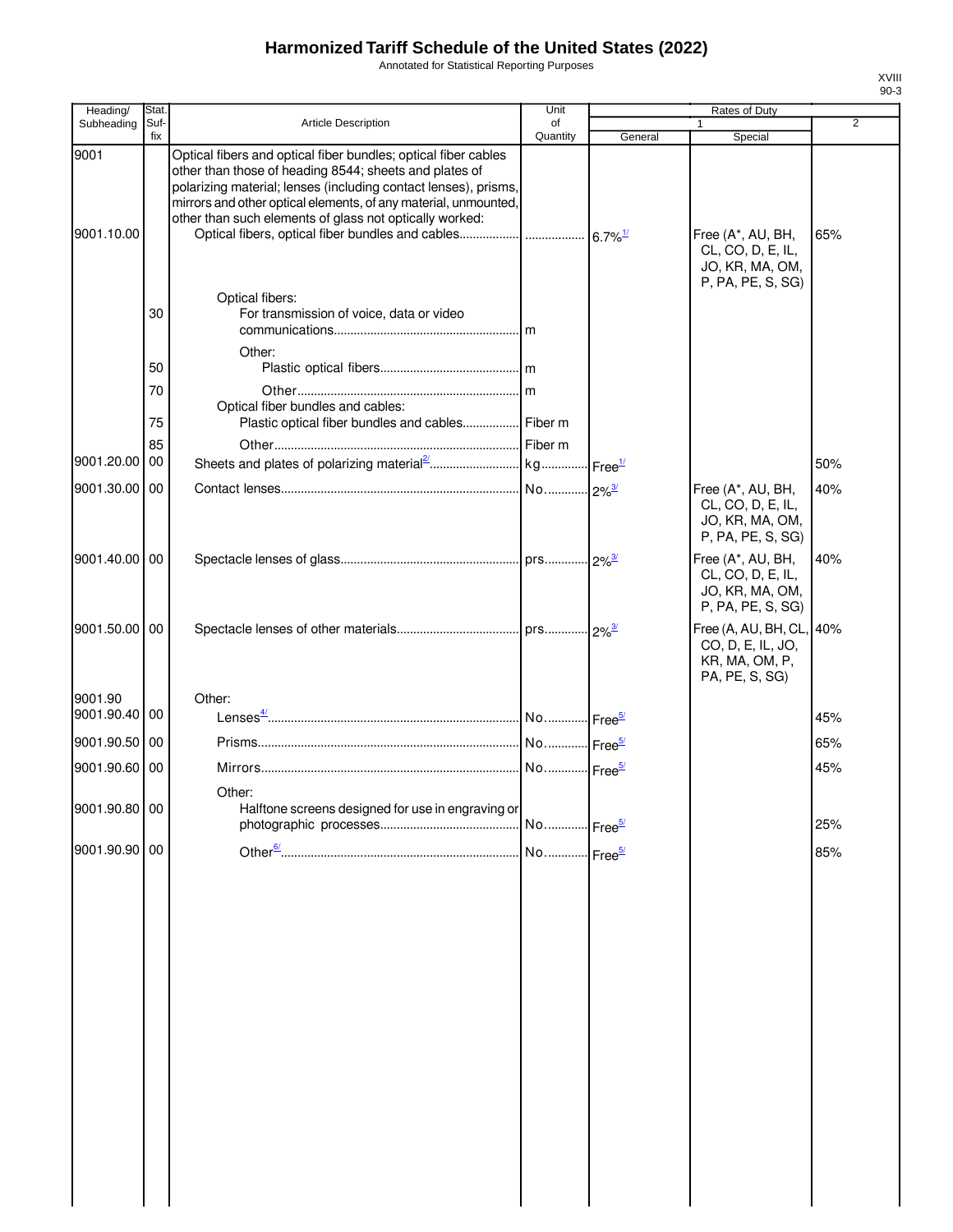# Harmonized Tariff Schedule of the United States (2022)

Annotated for Statistical Reporting Purposes

| Heading/ Subheading | Stat. Suf- fix | Article Description | Unit of Quantity | Rates of Duty 1 General | Rates of Duty 1 Special | Rates of Duty 2 |
|---|---|---|---|---|---|---|
| 9001 | | Optical fibers and optical fiber bundles; optical fiber cables other than those of heading 8544; sheets and plates of polarizing material; lenses (including contact lenses), prisms, mirrors and other optical elements, of any material, unmounted, other than such elements of glass not optically worked: | | | | |
| 9001.10.00 | | Optical fibers, optical fiber bundles and cables | | 6.7%[1/] | Free (A*, AU, BH, CL, CO, D, E, IL, JO, KR, MA, OM, P, PA, PE, S, SG) | 65% |
| | | Optical fibers: | | | | |
| | 30 | For transmission of voice, data or video communications | m | | | |
| | | Other: | | | | |
| | 50 | Plastic optical fibers | m | | | |
| | 70 | Other | m | | | |
| | | Optical fiber bundles and cables: | | | | |
| | 75 | Plastic optical fiber bundles and cables | Fiber m | | | |
| | 85 | Other | Fiber m | | | |
| 9001.20.00 | 00 | Sheets and plates of polarizing material[2/] | kg | Free[1/] | | 50% |
| 9001.30.00 | 00 | Contact lenses | No. | 2%[3/] | Free (A*, AU, BH, CL, CO, D, E, IL, JO, KR, MA, OM, P, PA, PE, S, SG) | 40% |
| 9001.40.00 | 00 | Spectacle lenses of glass | prs. | 2%[3/] | Free (A*, AU, BH, CL, CO, D, E, IL, JO, KR, MA, OM, P, PA, PE, S, SG) | 40% |
| 9001.50.00 | 00 | Spectacle lenses of other materials | prs. | 2%[3/] | Free (A, AU, BH, CL, CO, D, E, IL, JO, KR, MA, OM, P, PA, PE, S, SG) | 40% |
| 9001.90 | | Other: | | | | |
| 9001.90.40 | 00 | Lenses[4/] | No. | Free[5/] | | 45% |
| 9001.90.50 | 00 | Prisms | No. | Free[5/] | | 65% |
| 9001.90.60 | 00 | Mirrors | No. | Free[5/] | | 45% |
| | | Other: | | | | |
| 9001.90.80 | 00 | Halftone screens designed for use in engraving or photographic processes | No. | Free[5/] | | 25% |
| 9001.90.90 | 00 | Other[6/] | No. | Free[5/] | | 85% |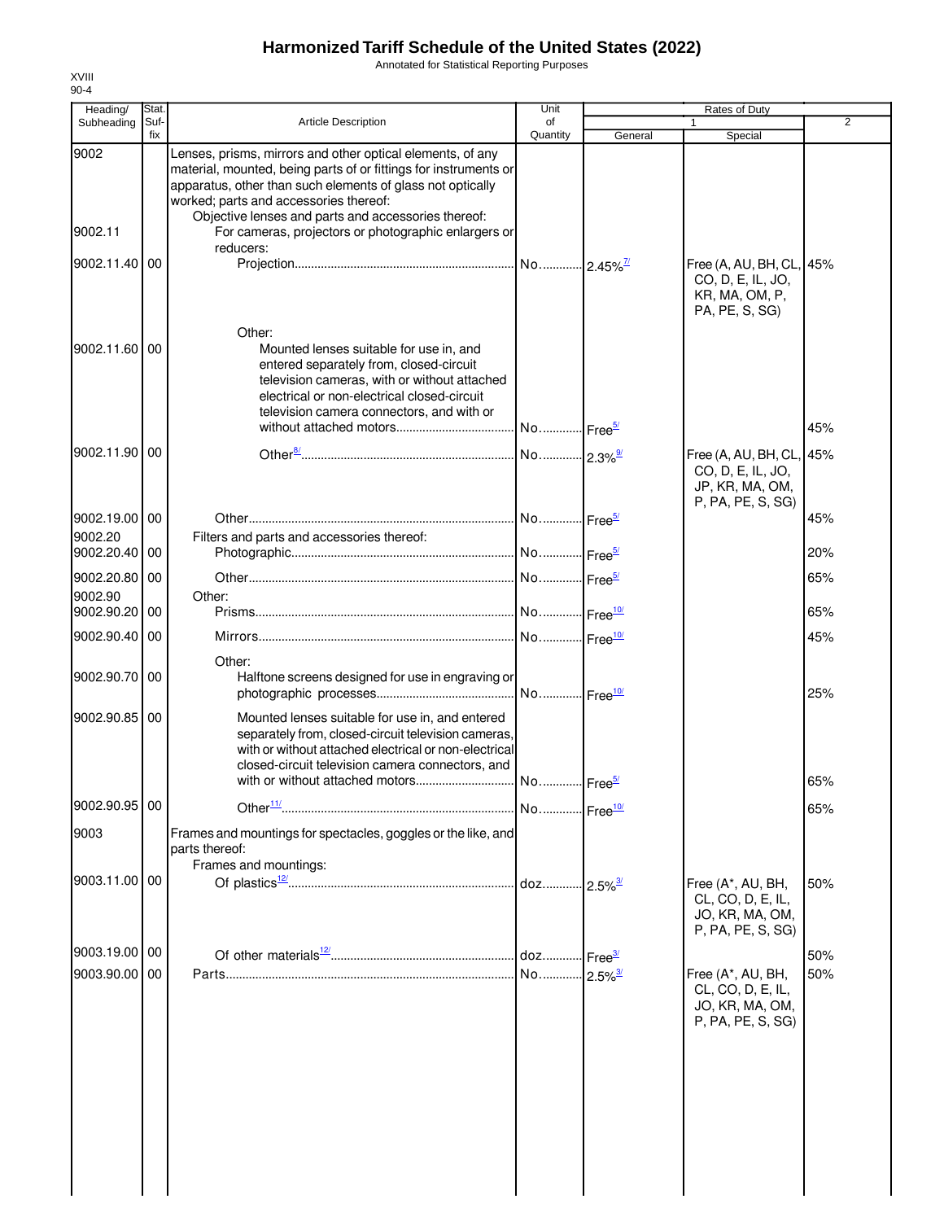# Harmonized Tariff Schedule of the United States (2022)

Annotated for Statistical Reporting Purposes

XVIII
90-4

| Heading/ Subheading | Stat. Suf- fix | Article Description | Unit of Quantity | Rates of Duty 1 General | Rates of Duty 1 Special | Rates of Duty 2 |
|---|---|---|---|---|---|---|
| 9002 | | Lenses, prisms, mirrors and other optical elements, of any material, mounted, being parts of or fittings for instruments or apparatus, other than such elements of glass not optically worked; parts and accessories thereof: | | | | |
| | | Objective lenses and parts and accessories thereof: | | | | |
| 9002.11 | | For cameras, projectors or photographic enlargers or reducers: | | | | |
| 9002.11.40 | 00 | Projection | No. | 2.45%[7/] | Free (A, AU, BH, CL, CO, D, E, IL, JO, KR, MA, OM, P, PA, PE, S, SG) | 45% |
| | | Other: | | | | |
| 9002.11.60 | 00 | Mounted lenses suitable for use in, and entered separately from, closed-circuit television cameras, with or without attached electrical or non-electrical closed-circuit television camera connectors, and with or without attached motors | No. | Free[5/] | | 45% |
| 9002.11.90 | 00 | Other[8/] | No. | 2.3%[9/] | Free (A, AU, BH, CL, CO, D, E, IL, JO, JP, KR, MA, OM, P, PA, PE, S, SG) | 45% |
| 9002.19.00 | 00 | Other | No. | Free[5/] | | 45% |
| 9002.20 | | Filters and parts and accessories thereof: | | | | |
| 9002.20.40 | 00 | Photographic | No. | Free[5/] | | 20% |
| 9002.20.80 | 00 | Other | No. | Free[5/] | | 65% |
| 9002.90 | | Other: | | | | |
| 9002.90.20 | 00 | Prisms | No. | Free[10/] | | 65% |
| 9002.90.40 | 00 | Mirrors | No. | Free[10/] | | 45% |
| | | Other: | | | | |
| 9002.90.70 | 00 | Halftone screens designed for use in engraving or photographic processes | No. | Free[10/] | | 25% |
| 9002.90.85 | 00 | Mounted lenses suitable for use in, and entered separately from, closed-circuit television cameras, with or without attached electrical or non-electrical closed-circuit television camera connectors, and with or without attached motors | No. | Free[5/] | | 65% |
| 9002.90.95 | 00 | Other[11/] | No. | Free[10/] | | 65% |
| 9003 | | Frames and mountings for spectacles, goggles or the like, and parts thereof: | | | | |
| | | Frames and mountings: | | | | |
| 9003.11.00 | 00 | Of plastics[12/] | doz. | 2.5%[3/] | Free (A*, AU, BH, CL, CO, D, E, IL, JO, KR, MA, OM, P, PA, PE, S, SG) | 50% |
| 9003.19.00 | 00 | Of other materials[12/] | doz. | Free[3/] | | 50% |
| 9003.90.00 | 00 | Parts | No. | 2.5%[3/] | Free (A*, AU, BH, CL, CO, D, E, IL, JO, KR, MA, OM, P, PA, PE, S, SG) | 50% |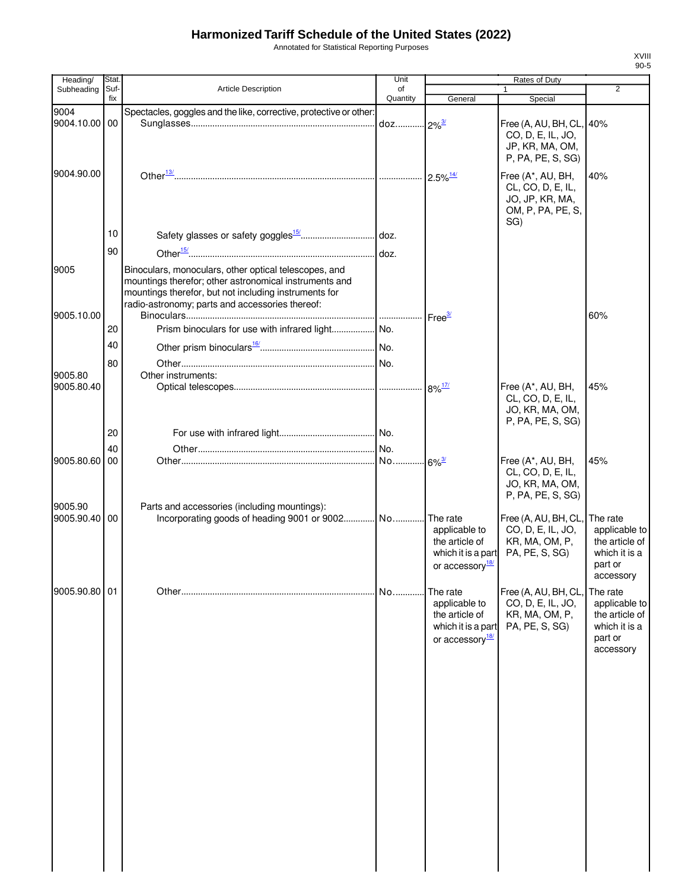# Harmonized Tariff Schedule of the United States (2022)

Annotated for Statistical Reporting Purposes

XVIII
90-5

| Heading/ Subheading | Stat. Suf-fix | Article Description | Unit of Quantity | Rates of Duty 1 General | Special | 2 |
|---|---|---|---|---|---|---|
| 9004 | | Spectacles, goggles and the like, corrective, protective or other: | | | | |
| 9004.10.00 | 00 | Sunglasses | doz. | 2%[3/] | Free (A, AU, BH, CL, CO, D, E, IL, JO, JP, KR, MA, OM, P, PA, PE, S, SG) | 40% |
| 9004.90.00 | | Other[13/] | | 2.5%[14/] | Free (A*, AU, BH, CL, CO, D, E, IL, JO, JP, KR, MA, OM, P, PA, PE, S, SG) | 40% |
| | 10 | Safety glasses or safety goggles[15/] | doz. | | | |
| | 90 | Other[15/] | doz. | | | |
| 9005 | | Binoculars, monoculars, other optical telescopes, and mountings therefor; other astronomical instruments and mountings therefor, but not including instruments for radio-astronomy; parts and accessories thereof: | | | | |
| 9005.10.00 | | Binoculars | | Free[3/] | | 60% |
| | 20 | Prism binoculars for use with infrared light | No. | | | |
| | 40 | Other prism binoculars[16/] | No. | | | |
| | 80 | Other | No. | | | |
| 9005.80 | | Other instruments: | | | | |
| 9005.80.40 | | Optical telescopes | | 8%[17/] | Free (A*, AU, BH, CL, CO, D, E, IL, JO, KR, MA, OM, P, PA, PE, S, SG) | 45% |
| | 20 | For use with infrared light | No. | | | |
| | 40 | Other | No. | | | |
| 9005.80.60 | 00 | Other | No. | 6%[3/] | Free (A*, AU, BH, CL, CO, D, E, IL, JO, KR, MA, OM, P, PA, PE, S, SG) | 45% |
| 9005.90 | | Parts and accessories (including mountings): | | | | |
| 9005.90.40 | 00 | Incorporating goods of heading 9001 or 9002 | No. | The rate applicable to the article of which it is a part or accessory[18/] | Free (A, AU, BH, CL, CO, D, E, IL, JO, KR, MA, OM, P, PA, PE, S, SG) | The rate applicable to the article of which it is a part or accessory |
| 9005.90.80 | 01 | Other | No. | The rate applicable to the article of which it is a part or accessory[18/] | Free (A, AU, BH, CL, CO, D, E, IL, JO, KR, MA, OM, P, PA, PE, S, SG) | The rate applicable to the article of which it is a part or accessory |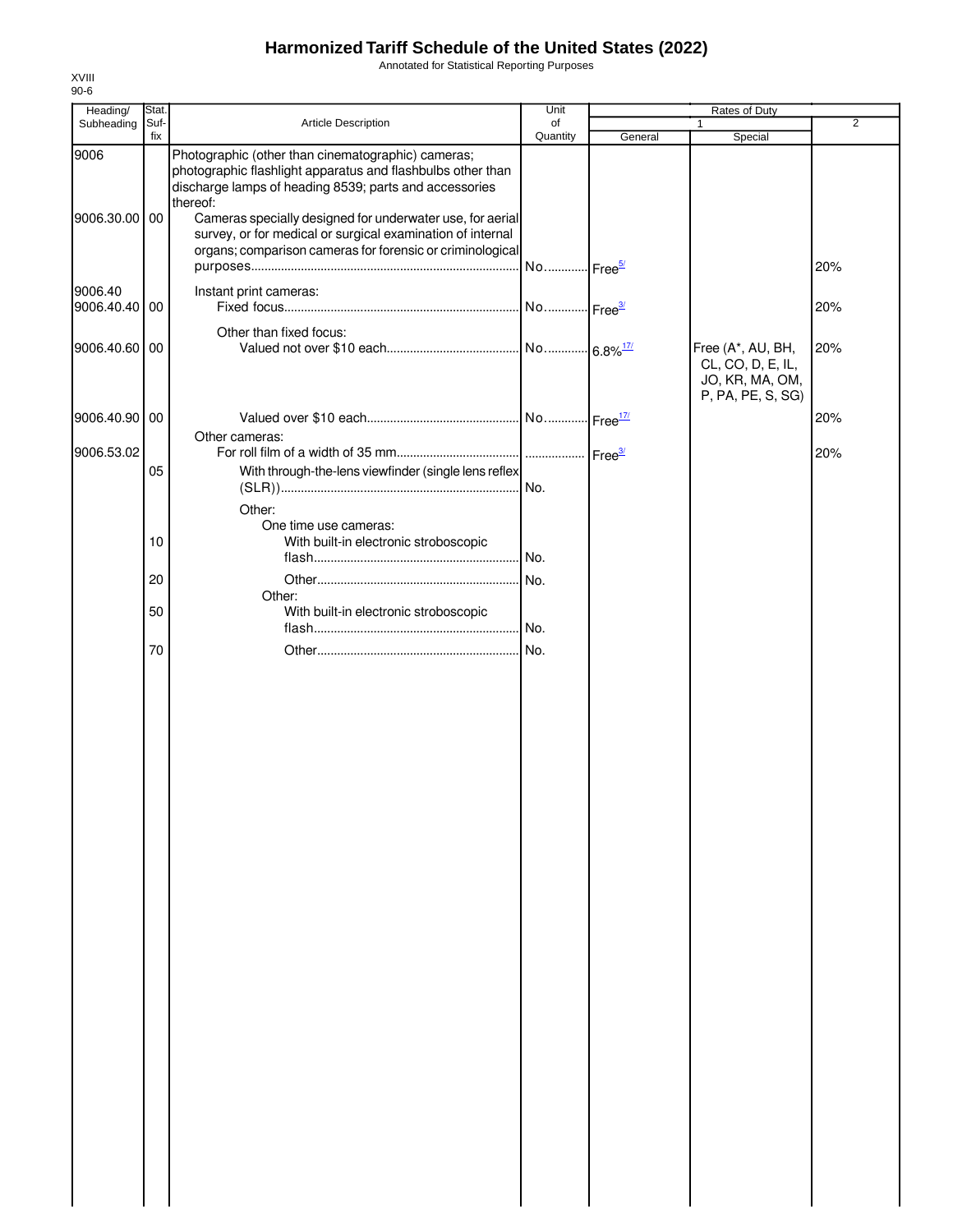# Harmonized Tariff Schedule of the United States (2022)

Annotated for Statistical Reporting Purposes

XVIII
90-6

| Heading/ Subheading | Stat. Suf-fix | Article Description | Unit of Quantity | Rates of Duty 1 General | Special | 2 |
|---|---|---|---|---|---|---|
| 9006 | | Photographic (other than cinematographic) cameras; photographic flashlight apparatus and flashbulbs other than discharge lamps of heading 8539; parts and accessories thereof: | | | | |
| 9006.30.00 | 00 | Cameras specially designed for underwater use, for aerial survey, or for medical or surgical examination of internal organs; comparison cameras for forensic or criminological purposes | No. | Free[5/] | | 20% |
| 9006.40 | | Instant print cameras: | | | | |
| 9006.40.40 | 00 | Fixed focus | No. | Free[3/] | | 20% |
| | | Other than fixed focus: | | | | |
| 9006.40.60 | 00 | Valued not over $10 each | No. | 6.8%[17/] | Free (A*, AU, BH, CL, CO, D, E, IL, JO, KR, MA, OM, P, PA, PE, S, SG) | 20% |
| 9006.40.90 | 00 | Valued over $10 each | No. | Free[17/] | | 20% |
| | | Other cameras: | | | | |
| 9006.53.02 | | For roll film of a width of 35 mm | | Free[3/] | | 20% |
| | 05 | With through-the-lens viewfinder (single lens reflex (SLR)) | No. | | | |
| | | Other: | | | | |
| | | One time use cameras: | | | | |
| | 10 | With built-in electronic stroboscopic flash | No. | | | |
| | 20 | Other | No. | | | |
| | | Other: | | | | |
| | 50 | With built-in electronic stroboscopic flash | No. | | | |
| | 70 | Other | No. | | | |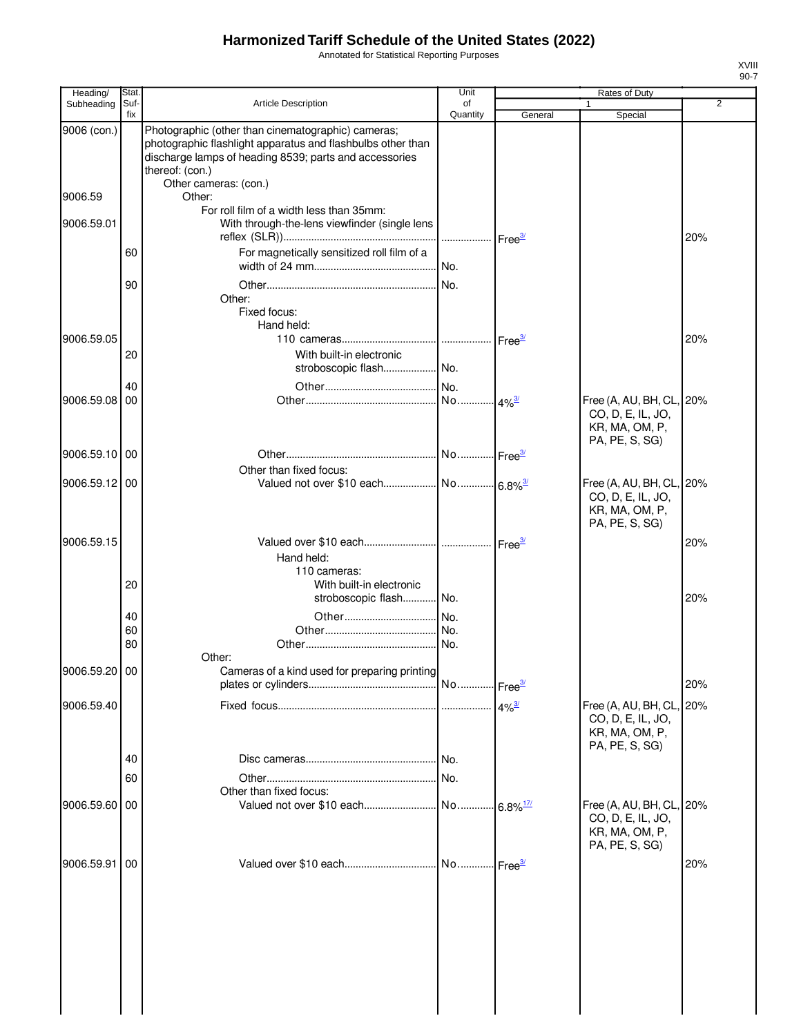# Harmonized Tariff Schedule of the United States (2022)

Annotated for Statistical Reporting Purposes

XVIII
90-7

| Heading/ Subheading | Stat. Suf- fix | Article Description | Unit of Quantity | Rates of Duty 1 General | Special | 2 |
|---|---|---|---|---|---|---|
| 9006 (con.) | | Photographic (other than cinematographic) cameras; photographic flashlight apparatus and flashbulbs other than discharge lamps of heading 8539; parts and accessories thereof: (con.) | | | | |
| | | Other cameras: (con.) | | | | |
| 9006.59 | | Other: | | | | |
| | | For roll film of a width less than 35mm: | | | | |
| 9006.59.01 | | With through-the-lens viewfinder (single lens reflex (SLR)) | | Free[3/] | | 20% |
| | 60 | For magnetically sensitized roll film of a width of 24 mm | No. | | | |
| | 90 | Other | No. | | | |
| | | Other: | | | | |
| | | Fixed focus: | | | | |
| | | Hand held: | | | | |
| 9006.59.05 | | 110 cameras | | Free[3/] | | 20% |
| | 20 | With built-in electronic stroboscopic flash | No. | | | |
| | 40 | Other | No. | | | |
| 9006.59.08 | 00 | Other | No. | 4%[3/] | Free (A, AU, BH, CL, CO, D, E, IL, JO, KR, MA, OM, P, PA, PE, S, SG) | 20% |
| 9006.59.10 | 00 | Other | No. | Free[3/] | | |
| | | Other than fixed focus: | | | | |
| 9006.59.12 | 00 | Valued not over $10 each | No. | 6.8%[3/] | Free (A, AU, BH, CL, CO, D, E, IL, JO, KR, MA, OM, P, PA, PE, S, SG) | 20% |
| 9006.59.15 | | Valued over $10 each | | Free[3/] | | 20% |
| | | Hand held: | | | | |
| | | 110 cameras: | | | | |
| | 20 | With built-in electronic stroboscopic flash | No. | | | 20% |
| | 40 | Other | No. | | | |
| | 60 | Other | No. | | | |
| | 80 | Other | No. | | | |
| | | Other: | | | | |
| 9006.59.20 | 00 | Cameras of a kind used for preparing printing plates or cylinders | No. | Free[3/] | | 20% |
| 9006.59.40 | | Fixed focus | | 4%[3/] | Free (A, AU, BH, CL, CO, D, E, IL, JO, KR, MA, OM, P, PA, PE, S, SG) | 20% |
| | 40 | Disc cameras | No. | | | |
| | 60 | Other | No. | | | |
| | | Other than fixed focus: | | | | |
| 9006.59.60 | 00 | Valued not over $10 each | No. | 6.8%[17/] | Free (A, AU, BH, CL, CO, D, E, IL, JO, KR, MA, OM, P, PA, PE, S, SG) | 20% |
| 9006.59.91 | 00 | Valued over $10 each | No. | Free[3/] | | 20% |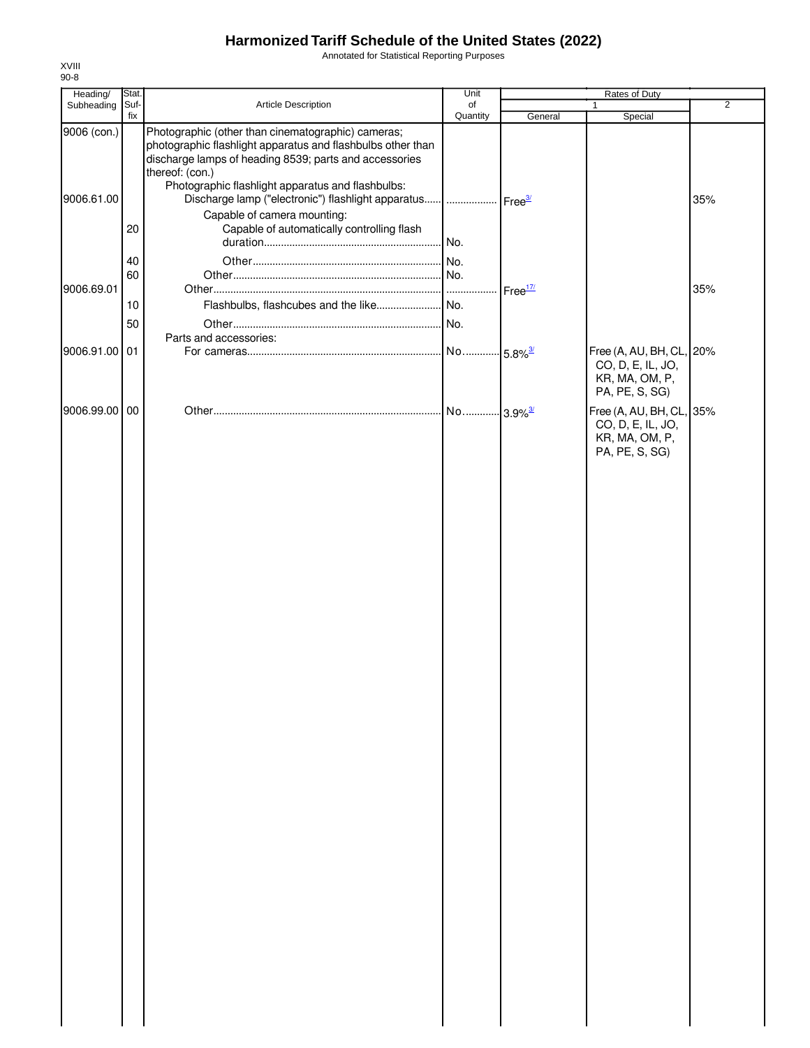# Harmonized Tariff Schedule of the United States (2022)

Annotated for Statistical Reporting Purposes

XVIII
90-8

| Heading/ Subheading | Stat. Suf- fix | Article Description | Unit of Quantity | Rates of Duty 1 General | Special | 2 |
|---|---|---|---|---|---|---|
| 9006 (con.) | | Photographic (other than cinematographic) cameras; photographic flashlight apparatus and flashbulbs other than discharge lamps of heading 8539; parts and accessories thereof: (con.) | | | | |
| | | Photographic flashlight apparatus and flashbulbs: | | | | |
| 9006.61.00 | | Discharge lamp ("electronic") flashlight apparatus | | Free[3/] | | 35% |
| | | Capable of camera mounting: | | | | |
| | 20 | Capable of automatically controlling flash duration | No. | | | |
| | 40 | Other | No. | | | |
| | 60 | Other | No. | | | |
| 9006.69.01 | | Other | | Free[17/] | | 35% |
| | 10 | Flashbulbs, flashcubes and the like | No. | | | |
| | 50 | Other | No. | | | |
| | | Parts and accessories: | | | | |
| 9006.91.00 | 01 | For cameras | No. | 5.8%[3/] | Free (A, AU, BH, CL, CO, D, E, IL, JO, KR, MA, OM, P, PA, PE, S, SG) | 20% |
| 9006.99.00 | 00 | Other | No. | 3.9%[3/] | Free (A, AU, BH, CL, CO, D, E, IL, JO, KR, MA, OM, P, PA, PE, S, SG) | 35% |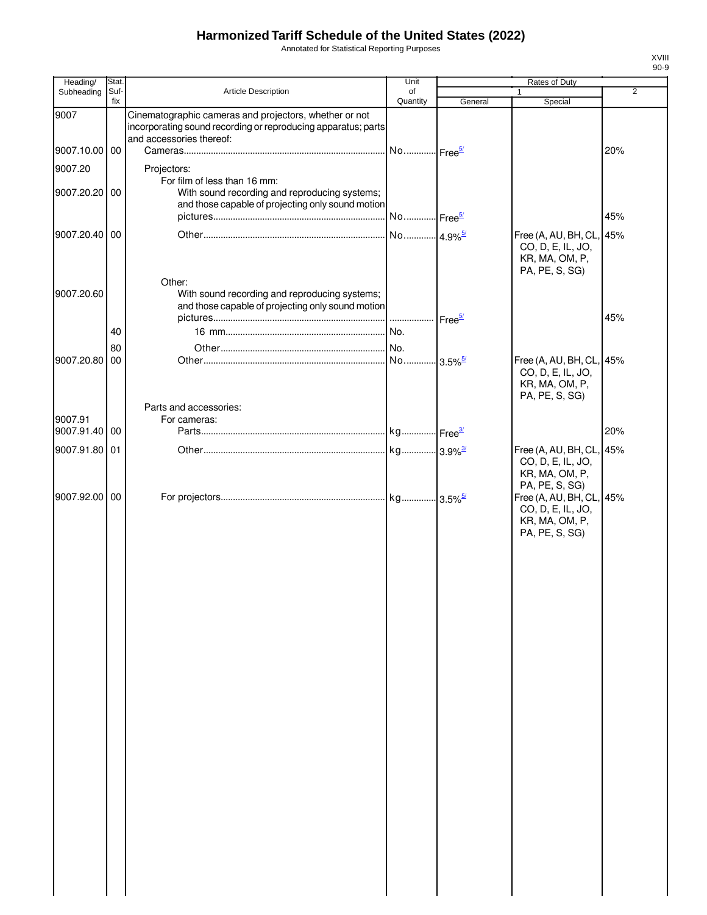# Harmonized Tariff Schedule of the United States (2022)

Annotated for Statistical Reporting Purposes

XVIII
90-9

| Heading/ Subheading | Stat. Suf- fix | Article Description | Unit of Quantity | Rates of Duty 1 General | Special | 2 |
|---|---|---|---|---|---|---|
| 9007 | | Cinematographic cameras and projectors, whether or not incorporating sound recording or reproducing apparatus; parts and accessories thereof: | | | | |
| 9007.10.00 | 00 | Cameras | No. | Free[5/] | | 20% |
| 9007.20 | | Projectors: | | | | |
| | | For film of less than 16 mm: | | | | |
| 9007.20.20 | 00 | With sound recording and reproducing systems; and those capable of projecting only sound motion pictures | No. | Free[5/] | | 45% |
| 9007.20.40 | 00 | Other | No. | 4.9%[5/] | Free (A, AU, BH, CL, CO, D, E, IL, JO, KR, MA, OM, P, PA, PE, S, SG) | 45% |
| | | Other: | | | | |
| 9007.20.60 | | With sound recording and reproducing systems; and those capable of projecting only sound motion pictures | | Free[5/] | | 45% |
| | 40 | 16 mm | No. | | | |
| | 80 | Other | No. | | | |
| 9007.20.80 | 00 | Other | No. | 3.5%[5/] | Free (A, AU, BH, CL, CO, D, E, IL, JO, KR, MA, OM, P, PA, PE, S, SG) | 45% |
| | | Parts and accessories: | | | | |
| 9007.91 | | For cameras: | | | | |
| 9007.91.40 | 00 | Parts | kg | Free[3/] | | 20% |
| 9007.91.80 | 01 | Other | kg | 3.9%[3/] | Free (A, AU, BH, CL, CO, D, E, IL, JO, KR, MA, OM, P, PA, PE, S, SG) | 45% |
| 9007.92.00 | 00 | For projectors | kg | 3.5%[5/] | Free (A, AU, BH, CL, CO, D, E, IL, JO, KR, MA, OM, P, PA, PE, S, SG) | 45% |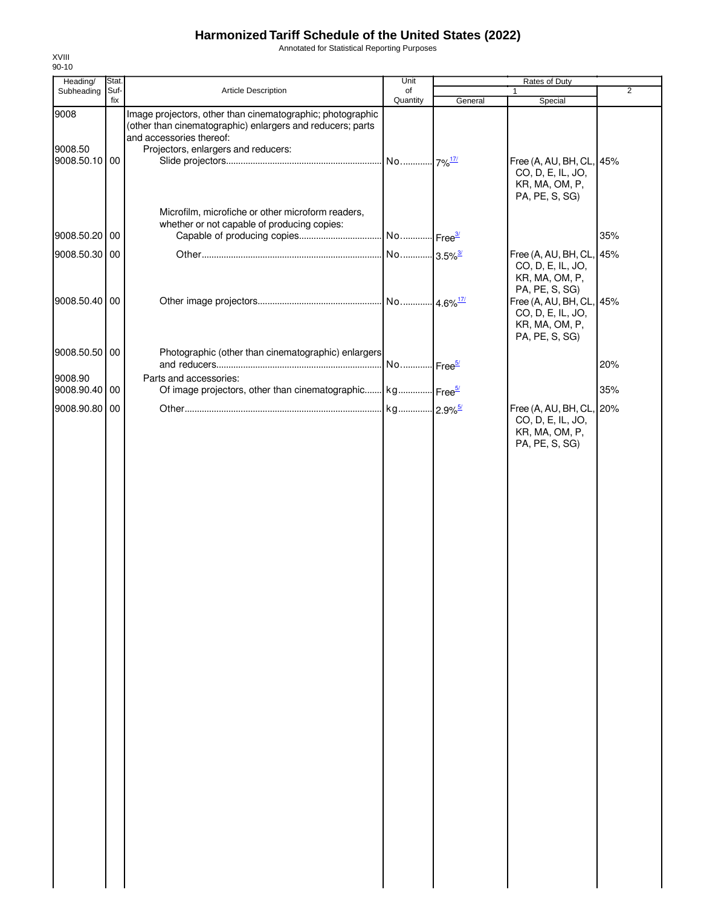# Harmonized Tariff Schedule of the United States (2022)

Annotated for Statistical Reporting Purposes

XVIII
90-10

| Heading/ Subheading | Stat. Suf-fix | Article Description | Unit of Quantity | Rates of Duty 1 General | Special | 2 |
|---|---|---|---|---|---|---|
| 9008 | | Image projectors, other than cinematographic; photographic (other than cinematographic) enlargers and reducers; parts and accessories thereof: | | | | |
| 9008.50 | | Projectors, enlargers and reducers: | | | | |
| 9008.50.10 | 00 | Slide projectors | No. | 7%[17/] | Free (A, AU, BH, CL, CO, D, E, IL, JO, KR, MA, OM, P, PA, PE, S, SG) | 45% |
| | | Microfilm, microfiche or other microform readers, whether or not capable of producing copies: | | | | |
| 9008.50.20 | 00 | Capable of producing copies | No. | Free[3/] | | 35% |
| 9008.50.30 | 00 | Other | No. | 3.5%[3/] | Free (A, AU, BH, CL, CO, D, E, IL, JO, KR, MA, OM, P, PA, PE, S, SG) | 45% |
| 9008.50.40 | 00 | Other image projectors | No. | 4.6%[17/] | Free (A, AU, BH, CL, CO, D, E, IL, JO, KR, MA, OM, P, PA, PE, S, SG) | 45% |
| 9008.50.50 | 00 | Photographic (other than cinematographic) enlargers and reducers | No. | Free[5/] | | 20% |
| 9008.90 | | Parts and accessories: | | | | |
| 9008.90.40 | 00 | Of image projectors, other than cinematographic | kg | Free[5/] | | 35% |
| 9008.90.80 | 00 | Other | kg | 2.9%[5/] | Free (A, AU, BH, CL, CO, D, E, IL, JO, KR, MA, OM, P, PA, PE, S, SG) | 20% |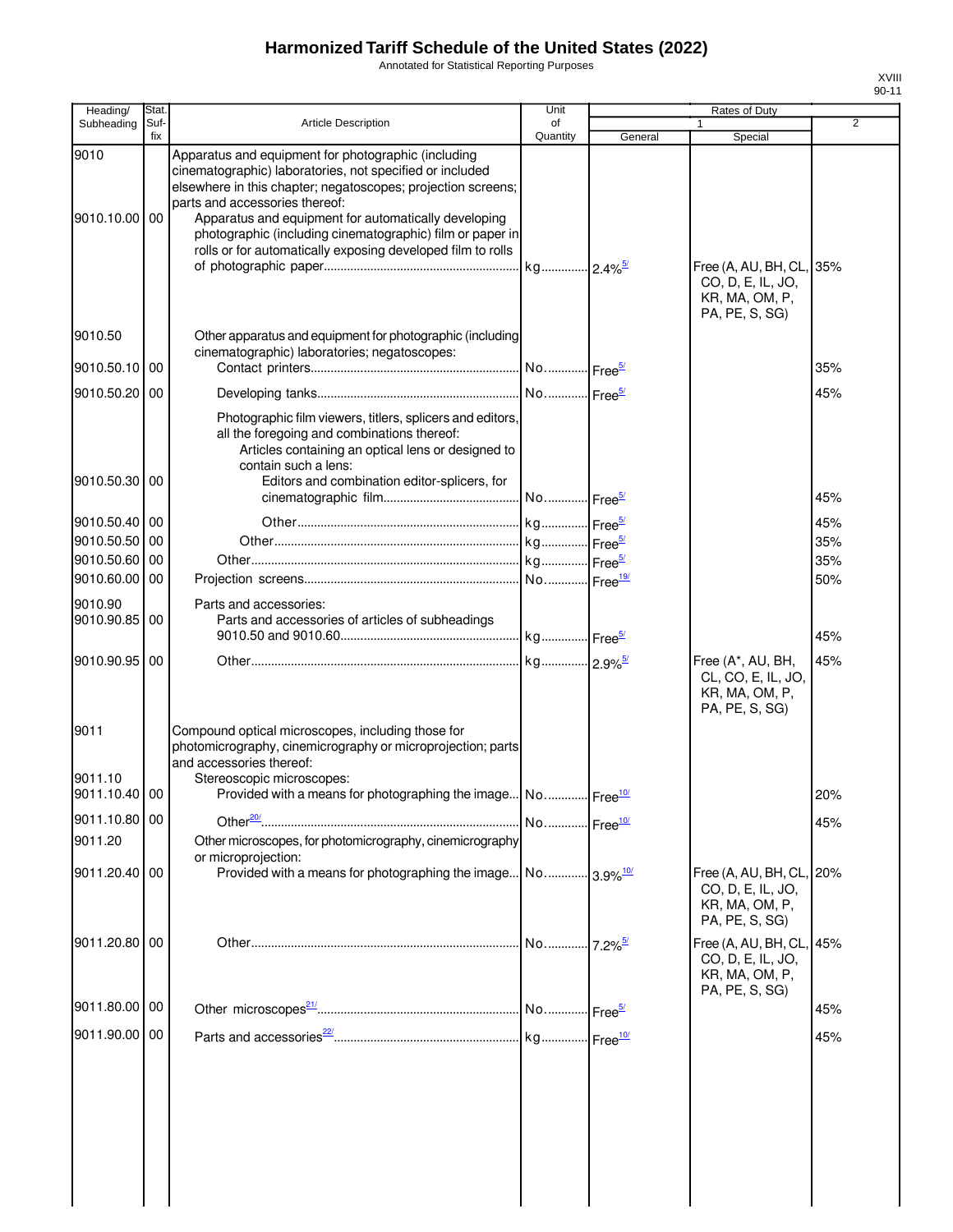# Harmonized Tariff Schedule of the United States (2022)

Annotated for Statistical Reporting Purposes

XVIII
90-11

| Heading/ Subheading | Stat. Suf- fix | Article Description | Unit of Quantity | Rates of Duty 1 General | Special | 2 |
|---|---|---|---|---|---|---|
| 9010 | | Apparatus and equipment for photographic (including cinematographic) laboratories, not specified or included elsewhere in this chapter; negatoscopes; projection screens; parts and accessories thereof: | | | | |
| 9010.10.00 | 00 | Apparatus and equipment for automatically developing photographic (including cinematographic) film or paper in rolls or for automatically exposing developed film to rolls of photographic paper | kg | 2.4%[5/] | Free (A, AU, BH, CL, CO, D, E, IL, JO, KR, MA, OM, P, PA, PE, S, SG) | 35% |
| 9010.50 | | Other apparatus and equipment for photographic (including cinematographic) laboratories; negatoscopes: | | | | |
| 9010.50.10 | 00 | Contact printers | No. | Free[5/] | | 35% |
| 9010.50.20 | 00 | Developing tanks | No. | Free[5/] | | 45% |
| | | Photographic film viewers, titlers, splicers and editors, all the foregoing and combinations thereof: | | | | |
| | | Articles containing an optical lens or designed to contain such a lens: | | | | |
| 9010.50.30 | 00 | Editors and combination editor-splicers, for cinematographic film | No. | Free[5/] | | 45% |
| 9010.50.40 | 00 | Other | kg | Free[5/] | | 45% |
| 9010.50.50 | 00 | Other | kg | Free[5/] | | 35% |
| 9010.50.60 | 00 | Other | kg | Free[5/] | | 35% |
| 9010.60.00 | 00 | Projection screens | No. | Free[19/] | | 50% |
| 9010.90 | | Parts and accessories: | | | | |
| 9010.90.85 | 00 | Parts and accessories of articles of subheadings 9010.50 and 9010.60 | kg | Free[5/] | | 45% |
| 9010.90.95 | 00 | Other | kg | 2.9%[5/] | Free (A*, AU, BH, CL, CO, E, IL, JO, KR, MA, OM, P, PA, PE, S, SG) | 45% |
| 9011 | | Compound optical microscopes, including those for photomicrography, cinemicrography or microprojection; parts and accessories thereof: | | | | |
| 9011.10 | | Stereoscopic microscopes: | | | | |
| 9011.10.40 | 00 | Provided with a means for photographing the image | No. | Free[10/] | | 20% |
| 9011.10.80 | 00 | Other[20/] | No. | Free[10/] | | 45% |
| 9011.20 | | Other microscopes, for photomicrography, cinemicrography or microprojection: | | | | |
| 9011.20.40 | 00 | Provided with a means for photographing the image | No. | 3.9%[10/] | Free (A, AU, BH, CL, CO, D, E, IL, JO, KR, MA, OM, P, PA, PE, S, SG) | 20% |
| 9011.20.80 | 00 | Other | No. | 7.2%[5/] | Free (A, AU, BH, CL, CO, D, E, IL, JO, KR, MA, OM, P, PA, PE, S, SG) | 45% |
| 9011.80.00 | 00 | Other microscopes[21/] | No. | Free[5/] | | 45% |
| 9011.90.00 | 00 | Parts and accessories[22/] | kg | Free[10/] | | 45% |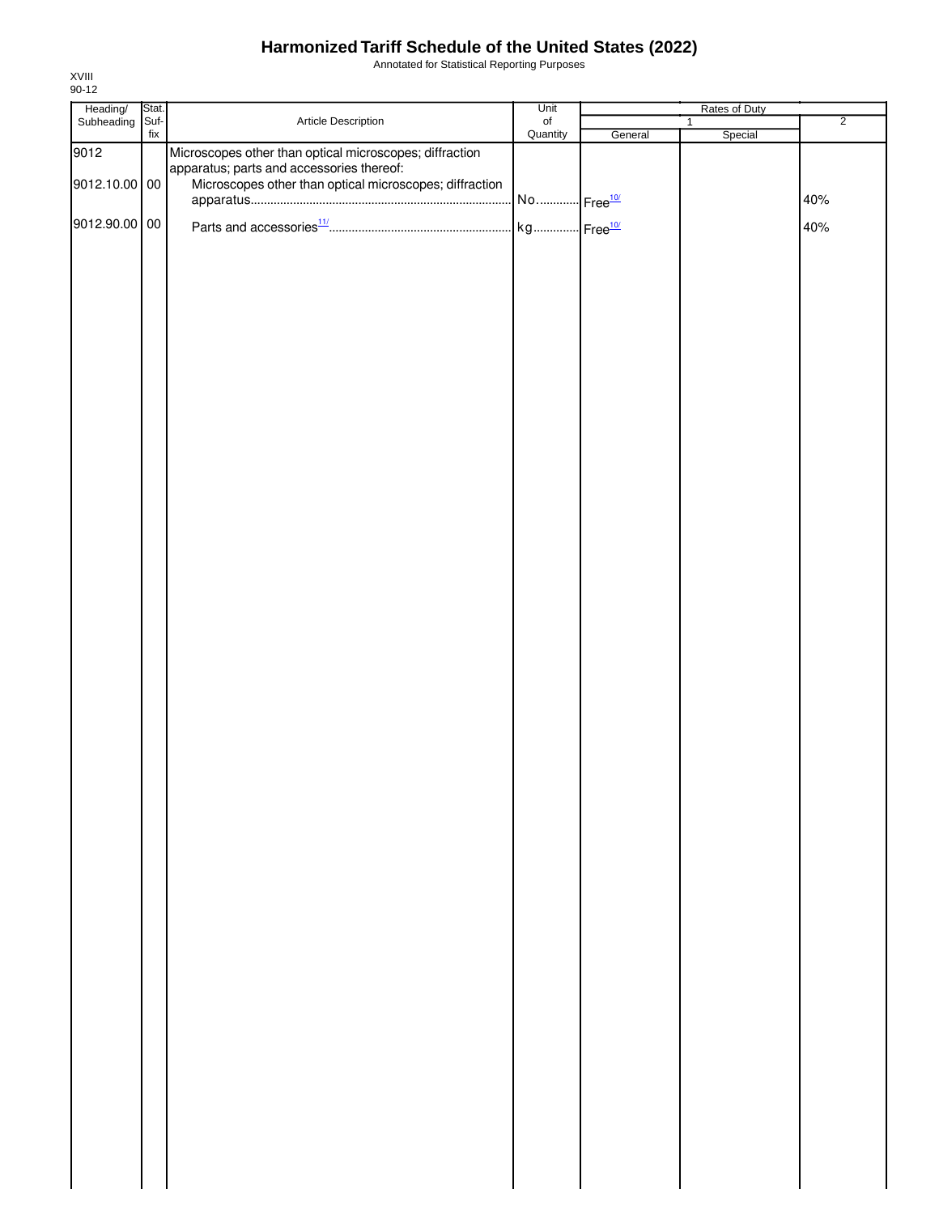# Harmonized Tariff Schedule of the United States (2022)

Annotated for Statistical Reporting Purposes

XVIII
90-12

| Heading/ Subheading | Stat. Suf- fix | Article Description | Unit of Quantity | Rates of Duty 1 General | Rates of Duty 1 Special | Rates of Duty 2 |
|---|---|---|---|---|---|---|
| 9012 | | Microscopes other than optical microscopes; diffraction apparatus; parts and accessories thereof: | | | | |
| 9012.10.00 | 00 | Microscopes other than optical microscopes; diffraction apparatus | No. | Free[10/] | | 40% |
| 9012.90.00 | 00 | Parts and accessories[11/] | kg | Free[10/] | | 40% |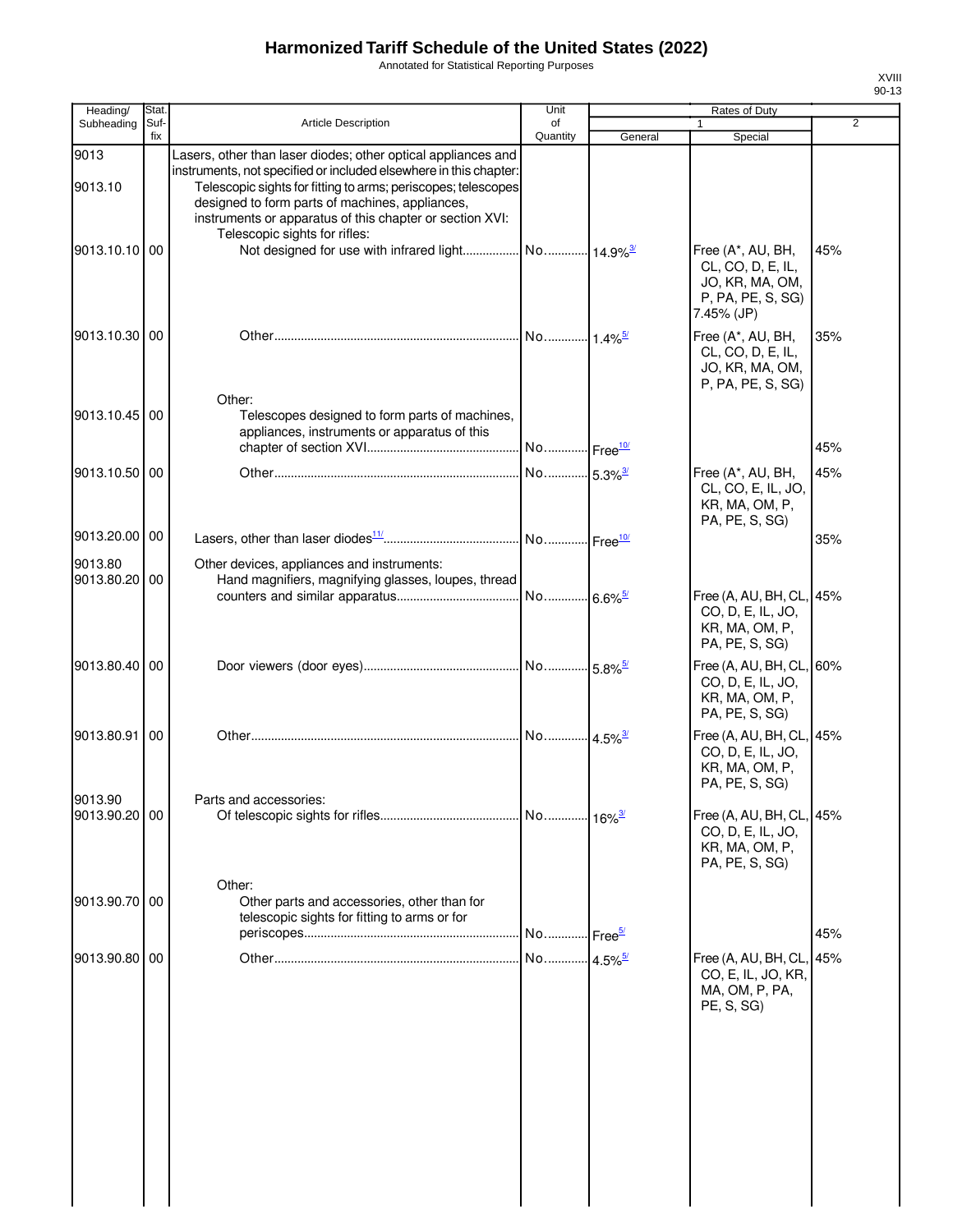# Harmonized Tariff Schedule of the United States (2022)

Annotated for Statistical Reporting Purposes

XVIII
90-13

| Heading/ Subheading | Stat. Suf- fix | Article Description | Unit of Quantity | Rates of Duty 1 General | Special | 2 |
|---|---|---|---|---|---|---|
| 9013 | | Lasers, other than laser diodes; other optical appliances and instruments, not specified or included elsewhere in this chapter: | | | | |
| 9013.10 | | Telescopic sights for fitting to arms; periscopes; telescopes designed to form parts of machines, appliances, instruments or apparatus of this chapter or section XVI: | | | | |
| | | Telescopic sights for rifles: | | | | |
| 9013.10.10 | 00 | Not designed for use with infrared light | No. | 14.9%[3/] | Free (A*, AU, BH, CL, CO, D, E, IL, JO, KR, MA, OM, P, PA, PE, S, SG) 7.45% (JP) | 45% |
| 9013.10.30 | 00 | Other | No. | 1.4%[5/] | Free (A*, AU, BH, CL, CO, D, E, IL, JO, KR, MA, OM, P, PA, PE, S, SG) | 35% |
| | | Other: | | | | |
| 9013.10.45 | 00 | Telescopes designed to form parts of machines, appliances, instruments or apparatus of this chapter of section XVI | No. | Free[10/] | | 45% |
| 9013.10.50 | 00 | Other | No. | 5.3%[3/] | Free (A*, AU, BH, CL, CO, E, IL, JO, KR, MA, OM, P, PA, PE, S, SG) | 45% |
| 9013.20.00 | 00 | Lasers, other than laser diodes[11/] | No. | Free[10/] | | 35% |
| 9013.80 | | Other devices, appliances and instruments: | | | | |
| 9013.80.20 | 00 | Hand magnifiers, magnifying glasses, loupes, thread counters and similar apparatus | No. | 6.6%[5/] | Free (A, AU, BH, CL, CO, D, E, IL, JO, KR, MA, OM, P, PA, PE, S, SG) | 45% |
| 9013.80.40 | 00 | Door viewers (door eyes) | No. | 5.8%[5/] | Free (A, AU, BH, CL, CO, D, E, IL, JO, KR, MA, OM, P, PA, PE, S, SG) | 60% |
| 9013.80.91 | 00 | Other | No. | 4.5%[3/] | Free (A, AU, BH, CL, CO, D, E, IL, JO, KR, MA, OM, P, PA, PE, S, SG) | 45% |
| 9013.90 | | Parts and accessories: | | | | |
| 9013.90.20 | 00 | Of telescopic sights for rifles | No. | 16%[3/] | Free (A, AU, BH, CL, CO, D, E, IL, JO, KR, MA, OM, P, PA, PE, S, SG) | 45% |
| | | Other: | | | | |
| 9013.90.70 | 00 | Other parts and accessories, other than for telescopic sights for fitting to arms or for periscopes | No. | Free[5/] | | 45% |
| 9013.90.80 | 00 | Other | No. | 4.5%[5/] | Free (A, AU, BH, CL, CO, E, IL, JO, KR, MA, OM, P, PA, PE, S, SG) | 45% |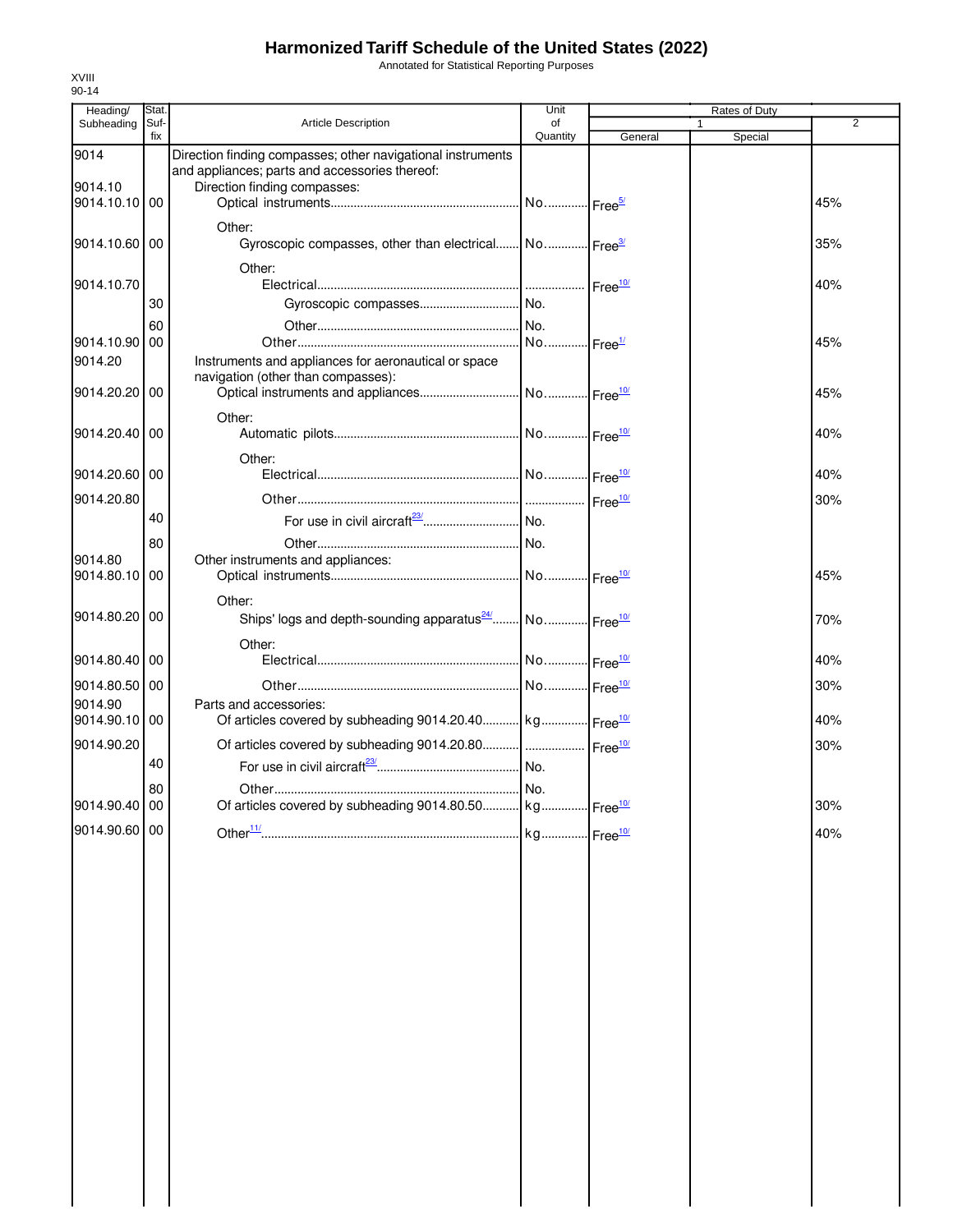# Harmonized Tariff Schedule of the United States (2022)

Annotated for Statistical Reporting Purposes

XVIII
90-14

| Heading/ Subheading | Stat. Suf-fix | Article Description | Unit of Quantity | Rates of Duty 1 General | Special | 2 |
|---|---|---|---|---|---|---|
| 9014 | | Direction finding compasses; other navigational instruments and appliances; parts and accessories thereof: | | | | |
| 9014.10 | | Direction finding compasses: | | | | |
| 9014.10.10 | 00 | Optical instruments | No. | Free[5/] | | 45% |
| | | Other: | | | | |
| 9014.10.60 | 00 | Gyroscopic compasses, other than electrical | No. | Free[3/] | | 35% |
| | | Other: | | | | |
| 9014.10.70 | | Electrical | | Free[10/] | | 40% |
| | 30 | Gyroscopic compasses | No. | | | |
| | 60 | Other | No. | | | |
| 9014.10.90 | 00 | Other | No. | Free[1/] | | 45% |
| 9014.20 | | Instruments and appliances for aeronautical or space navigation (other than compasses): | | | | |
| 9014.20.20 | 00 | Optical instruments and appliances | No. | Free[10/] | | 45% |
| | | Other: | | | | |
| 9014.20.40 | 00 | Automatic pilots | No. | Free[10/] | | 40% |
| | | Other: | | | | |
| 9014.20.60 | 00 | Electrical | No. | Free[10/] | | 40% |
| 9014.20.80 | | Other | | Free[10/] | | 30% |
| | 40 | For use in civil aircraft[23/] | No. | | | |
| | 80 | Other | No. | | | |
| 9014.80 | | Other instruments and appliances: | | | | |
| 9014.80.10 | 00 | Optical instruments | No. | Free[10/] | | 45% |
| | | Other: | | | | |
| 9014.80.20 | 00 | Ships' logs and depth-sounding apparatus[24/] | No. | Free[10/] | | 70% |
| | | Other: | | | | |
| 9014.80.40 | 00 | Electrical | No. | Free[10/] | | 40% |
| 9014.80.50 | 00 | Other | No. | Free[10/] | | 30% |
| 9014.90 | | Parts and accessories: | | | | |
| 9014.90.10 | 00 | Of articles covered by subheading 9014.20.40 | kg | Free[10/] | | 40% |
| 9014.90.20 | | Of articles covered by subheading 9014.20.80 | | Free[10/] | | 30% |
| | 40 | For use in civil aircraft[23/] | No. | | | |
| | 80 | Other | No. | | | |
| 9014.90.40 | 00 | Of articles covered by subheading 9014.80.50 | kg | Free[10/] | | 30% |
| 9014.90.60 | 00 | Other[11/] | kg | Free[10/] | | 40% |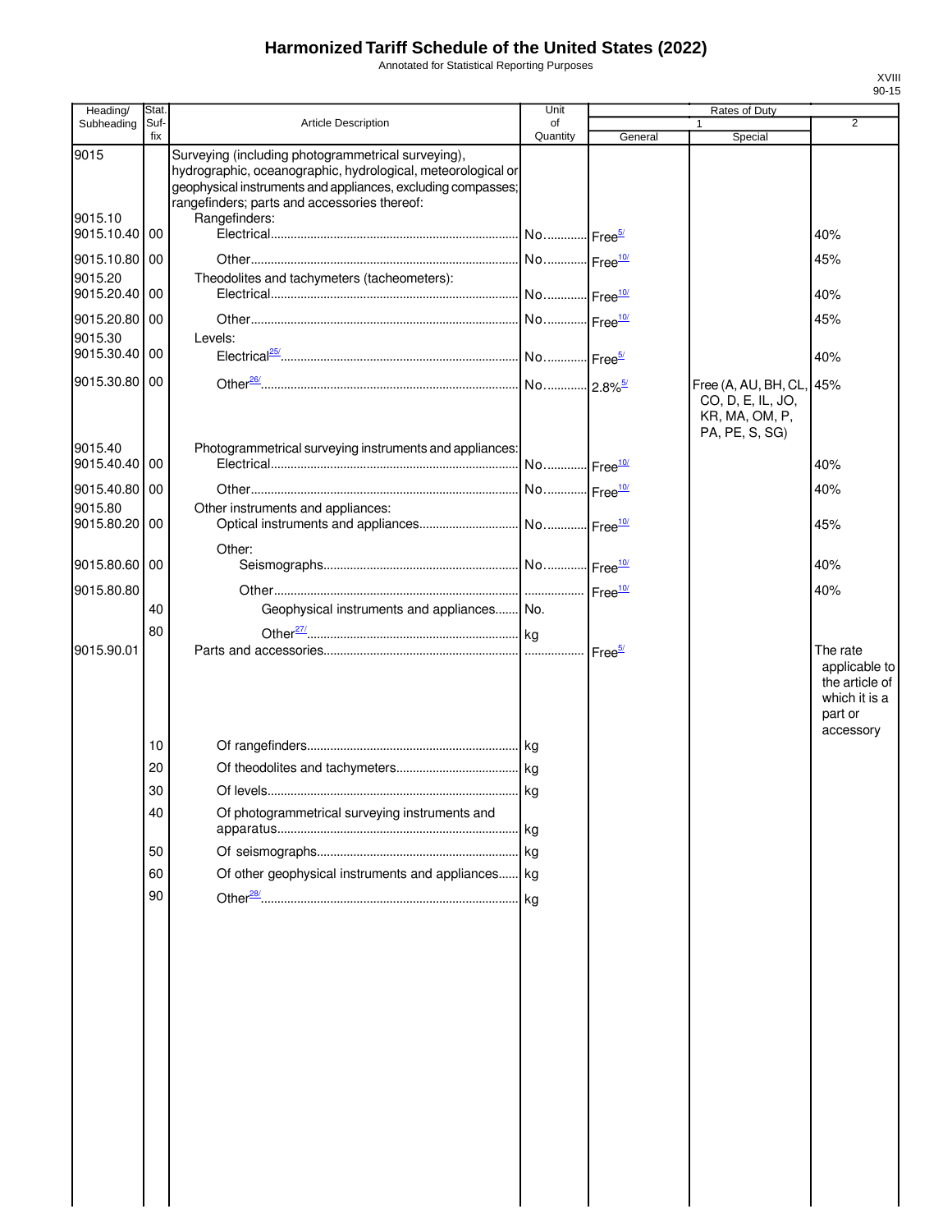# Harmonized Tariff Schedule of the United States (2022)

Annotated for Statistical Reporting Purposes

| Heading/ Subheading | Stat. Suf-fix | Article Description | Unit of Quantity | Rates of Duty 1 General | Rates of Duty 1 Special | Rates of Duty 2 |
|---|---|---|---|---|---|---|
| 9015 | | Surveying (including photogrammetrical surveying), hydrographic, oceanographic, hydrological, meteorological or geophysical instruments and appliances, excluding compasses; rangefinders; parts and accessories thereof: | | | | |
| 9015.10 | | Rangefinders: | | | | |
| 9015.10.40 | 00 | Electrical | No. | Free[5/] | | 40% |
| 9015.10.80 | 00 | Other | No. | Free[10/] | | 45% |
| 9015.20 | | Theodolites and tachymeters (tacheometers): | | | | |
| 9015.20.40 | 00 | Electrical | No. | Free[10/] | | 40% |
| 9015.20.80 | 00 | Other | No. | Free[10/] | | 45% |
| 9015.30 | | Levels: | | | | |
| 9015.30.40 | 00 | Electrical[25/] | No. | Free[5/] | | 40% |
| 9015.30.80 | 00 | Other[26/] | No. | 2.8%[5/] | Free (A, AU, BH, CL, CO, D, E, IL, JO, KR, MA, OM, P, PA, PE, S, SG) | 45% |
| 9015.40 | | Photogrammetrical surveying instruments and appliances: | | | | |
| 9015.40.40 | 00 | Electrical | No. | Free[10/] | | 40% |
| 9015.40.80 | 00 | Other | No. | Free[10/] | | 40% |
| 9015.80 | | Other instruments and appliances: | | | | |
| 9015.80.20 | 00 | Optical instruments and appliances | No. | Free[10/] | | 45% |
| | | Other: | | | | |
| 9015.80.60 | 00 | Seismographs | No. | Free[10/] | | 40% |
| 9015.80.80 | | Other | | Free[10/] | | 40% |
| | 40 | Geophysical instruments and appliances | No. | | | |
| | 80 | Other[27/] | kg | | | |
| 9015.90.01 | | Parts and accessories | | Free[5/] | | The rate applicable to the article of which it is a part or accessory |
| | 10 | Of rangefinders | kg | | | |
| | 20 | Of theodolites and tachymeters | kg | | | |
| | 30 | Of levels | kg | | | |
| | 40 | Of photogrammetrical surveying instruments and apparatus | kg | | | |
| | 50 | Of seismographs | kg | | | |
| | 60 | Of other geophysical instruments and appliances | kg | | | |
| | 90 | Other[28/] | kg | | | |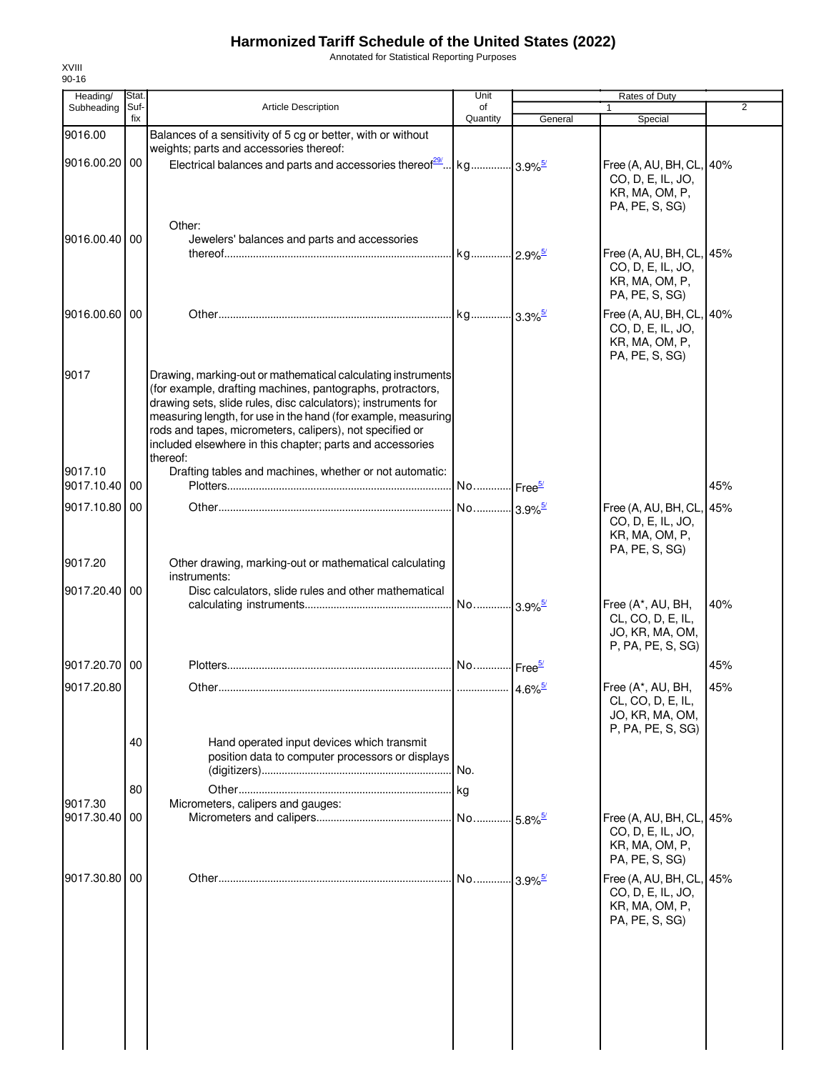# Harmonized Tariff Schedule of the United States (2022)

Annotated for Statistical Reporting Purposes

XVIII
90-16

| Heading/ Subheading | Stat. Suf- fix | Article Description | Unit of Quantity | Rates of Duty 1 General | Special | 2 |
|---|---|---|---|---|---|---|
| 9016.00 | | Balances of a sensitivity of 5 cg or better, with or without weights; parts and accessories thereof: | | | | |
| 9016.00.20 | 00 | Electrical balances and parts and accessories thereof[29/] | kg | 3.9%[5/] | Free (A, AU, BH, CL, CO, D, E, IL, JO, KR, MA, OM, P, PA, PE, S, SG) | 40% |
| | | Other: | | | | |
| 9016.00.40 | 00 | Jewelers' balances and parts and accessories thereof | kg | 2.9%[5/] | Free (A, AU, BH, CL, CO, D, E, IL, JO, KR, MA, OM, P, PA, PE, S, SG) | 45% |
| 9016.00.60 | 00 | Other | kg | 3.3%[5/] | Free (A, AU, BH, CL, CO, D, E, IL, JO, KR, MA, OM, P, PA, PE, S, SG) | 40% |
| 9017 | | Drawing, marking-out or mathematical calculating instruments (for example, drafting machines, pantographs, protractors, drawing sets, slide rules, disc calculators); instruments for measuring length, for use in the hand (for example, measuring rods and tapes, micrometers, calipers), not specified or included elsewhere in this chapter; parts and accessories thereof: | | | | |
| 9017.10 | | Drafting tables and machines, whether or not automatic: | | | | |
| 9017.10.40 | 00 | Plotters | No. | Free[5/] | | 45% |
| 9017.10.80 | 00 | Other | No. | 3.9%[5/] | Free (A, AU, BH, CL, CO, D, E, IL, JO, KR, MA, OM, P, PA, PE, S, SG) | 45% |
| 9017.20 | | Other drawing, marking-out or mathematical calculating instruments: | | | | |
| 9017.20.40 | 00 | Disc calculators, slide rules and other mathematical calculating instruments | No. | 3.9%[5/] | Free (A*, AU, BH, CL, CO, D, E, IL, JO, KR, MA, OM, P, PA, PE, S, SG) | 40% |
| 9017.20.70 | 00 | Plotters | No. | Free[5/] | | 45% |
| 9017.20.80 | | Other | | 4.6%[5/] | Free (A*, AU, BH, CL, CO, D, E, IL, JO, KR, MA, OM, P, PA, PE, S, SG) | 45% |
| | 40 | Hand operated input devices which transmit position data to computer processors or displays (digitizers) | No. | | | |
| | 80 | Other | kg | | | |
| 9017.30 | | Micrometers, calipers and gauges: | | | | |
| 9017.30.40 | 00 | Micrometers and calipers | No. | 5.8%[5/] | Free (A, AU, BH, CL, CO, D, E, IL, JO, KR, MA, OM, P, PA, PE, S, SG) | 45% |
| 9017.30.80 | 00 | Other | No. | 3.9%[5/] | Free (A, AU, BH, CL, CO, D, E, IL, JO, KR, MA, OM, P, PA, PE, S, SG) | 45% |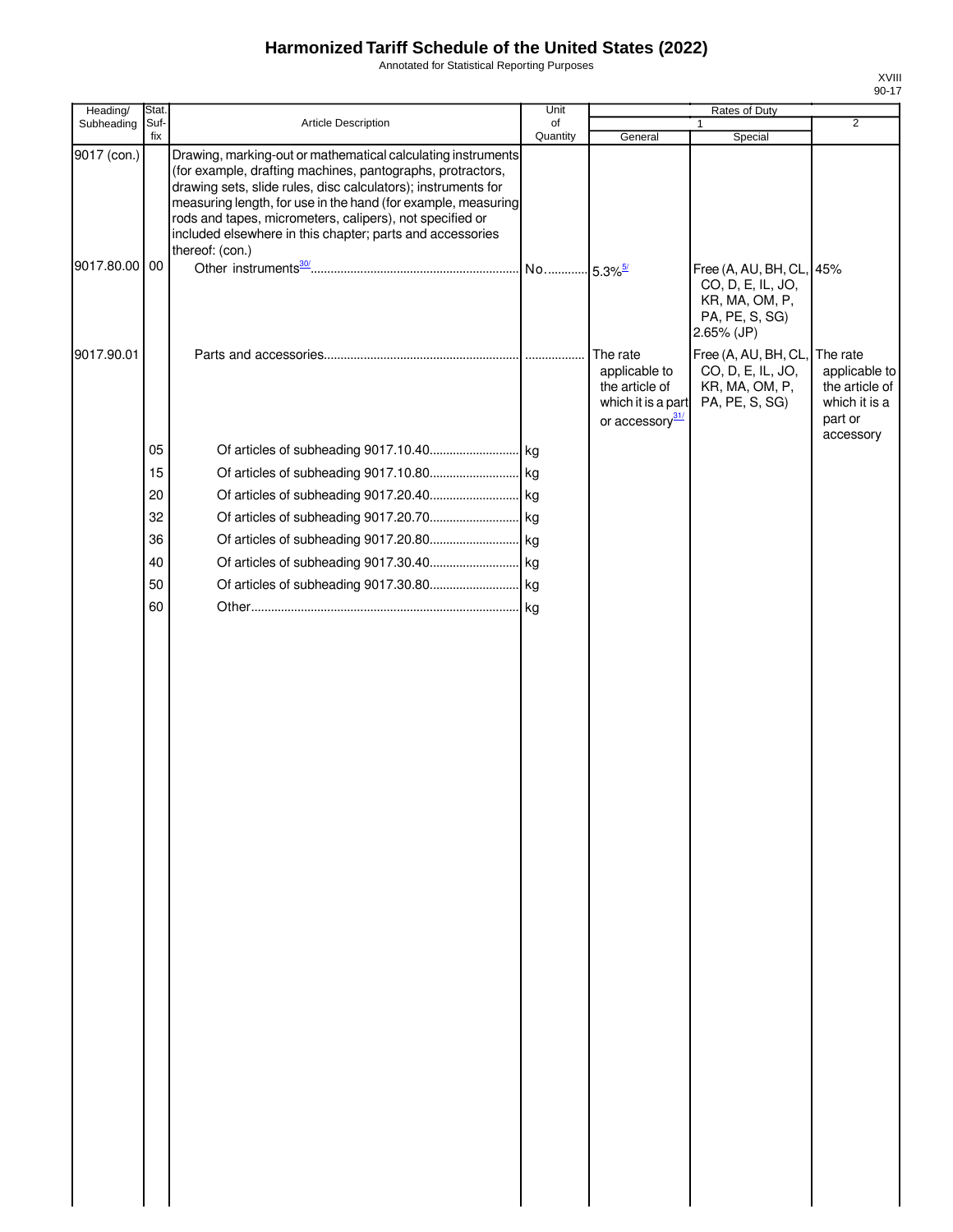# Harmonized Tariff Schedule of the United States (2022)

Annotated for Statistical Reporting Purposes

| Heading/ Subheading | Stat. Suf- fix | Article Description | Unit of Quantity | Rates of Duty 1 General | Special | 2 |
|---|---|---|---|---|---|---|
| 9017 (con.) | | Drawing, marking-out or mathematical calculating instruments (for example, drafting machines, pantographs, protractors, drawing sets, slide rules, disc calculators); instruments for measuring length, for use in the hand (for example, measuring rods and tapes, micrometers, calipers), not specified or included elsewhere in this chapter; parts and accessories thereof: (con.) | | | | |
| 9017.80.00 | 00 | Other instruments[30/] | No. | 5.3%[5/] | Free (A, AU, BH, CL, CO, D, E, IL, JO, KR, MA, OM, P, PA, PE, S, SG) 2.65% (JP) | 45% |
| 9017.90.01 | | Parts and accessories | | The rate applicable to the article of which it is a part or accessory[31/] | Free (A, AU, BH, CL, CO, D, E, IL, JO, KR, MA, OM, P, PA, PE, S, SG) | The rate applicable to the article of which it is a part or accessory |
| | 05 | Of articles of subheading 9017.10.40 | kg | | | |
| | 15 | Of articles of subheading 9017.10.80 | kg | | | |
| | 20 | Of articles of subheading 9017.20.40 | kg | | | |
| | 32 | Of articles of subheading 9017.20.70 | kg | | | |
| | 36 | Of articles of subheading 9017.20.80 | kg | | | |
| | 40 | Of articles of subheading 9017.30.40 | kg | | | |
| | 50 | Of articles of subheading 9017.30.80 | kg | | | |
| | 60 | Other | kg | | | |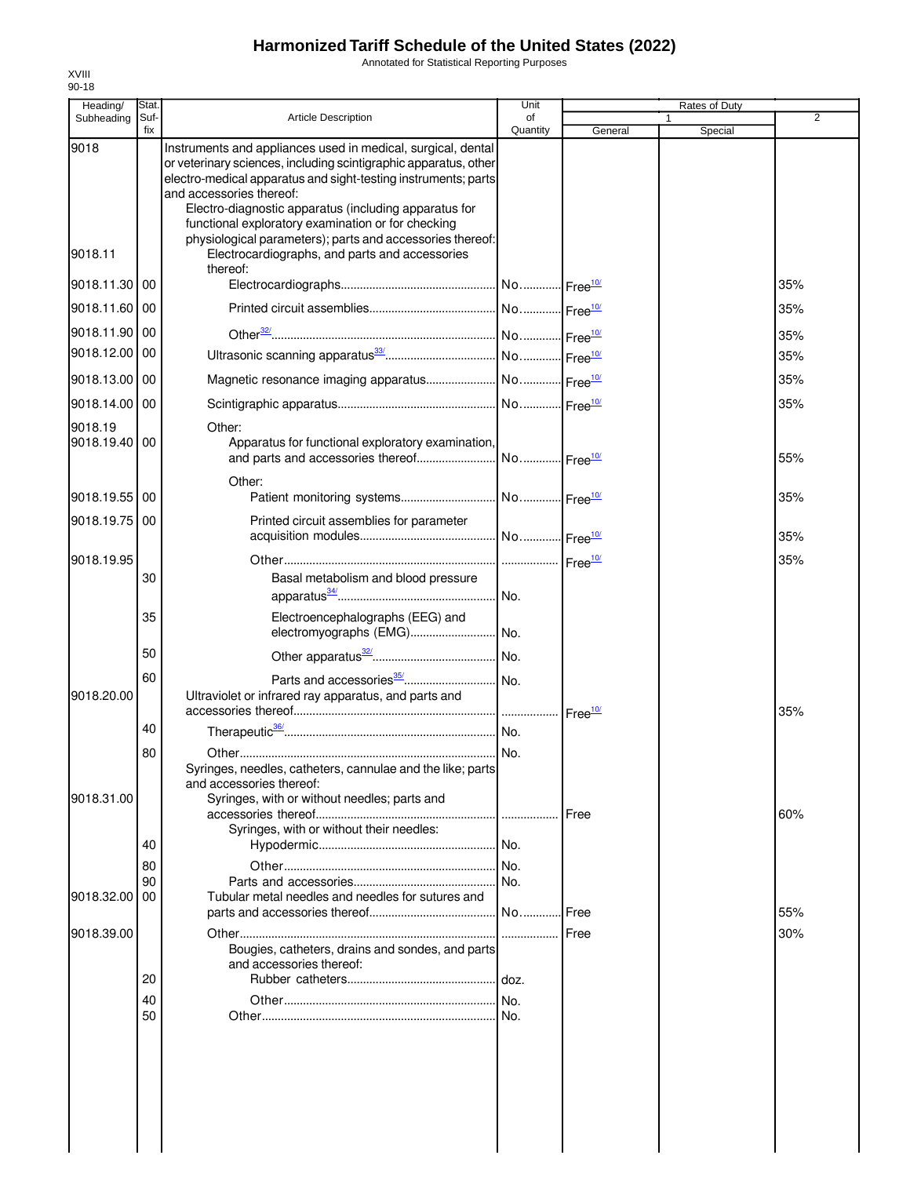# Harmonized Tariff Schedule of the United States (2022)

Annotated for Statistical Reporting Purposes

XVIII
90-18

| Heading/ Subheading | Stat. Suf- fix | Article Description | Unit of Quantity | Rates of Duty 1 General | Special | 2 |
|---|---|---|---|---|---|---|
| 9018 | | Instruments and appliances used in medical, surgical, dental or veterinary sciences, including scintigraphic apparatus, other electro-medical apparatus and sight-testing instruments; parts and accessories thereof: | | | | |
| | | Electro-diagnostic apparatus (including apparatus for functional exploratory examination or for checking physiological parameters); parts and accessories thereof: | | | | |
| 9018.11 | | Electrocardiographs, and parts and accessories thereof: | | | | |
| 9018.11.30 | 00 | Electrocardiographs | No. | Free[10/] | | 35% |
| 9018.11.60 | 00 | Printed circuit assemblies | No. | Free[10/] | | 35% |
| 9018.11.90 | 00 | Other[32/] | No. | Free[10/] | | 35% |
| 9018.12.00 | 00 | Ultrasonic scanning apparatus[33/] | No. | Free[10/] | | 35% |
| 9018.13.00 | 00 | Magnetic resonance imaging apparatus | No. | Free[10/] | | 35% |
| 9018.14.00 | 00 | Scintigraphic apparatus | No. | Free[10/] | | 35% |
| 9018.19 | | Other: | | | | |
| 9018.19.40 | 00 | Apparatus for functional exploratory examination, and parts and accessories thereof | No. | Free[10/] | | 55% |
| | | Other: | | | | |
| 9018.19.55 | 00 | Patient monitoring systems | No. | Free[10/] | | 35% |
| 9018.19.75 | 00 | Printed circuit assemblies for parameter acquisition modules | No. | Free[10/] | | 35% |
| 9018.19.95 | | Other | | Free[10/] | | 35% |
| | 30 | Basal metabolism and blood pressure apparatus[34/] | No. | | | |
| | 35 | Electroencephalographs (EEG) and electromyographs (EMG) | No. | | | |
| | 50 | Other apparatus[32/] | No. | | | |
| | 60 | Parts and accessories[35/] | No. | | | |
| 9018.20.00 | | Ultraviolet or infrared ray apparatus, and parts and accessories thereof | | Free[10/] | | 35% |
| | 40 | Therapeutic[36/] | No. | | | |
| | 80 | Other | No. | | | |
| | | Syringes, needles, catheters, cannulae and the like; parts and accessories thereof: | | | | |
| 9018.31.00 | | Syringes, with or without needles; parts and accessories thereof | | Free | | 60% |
| | | Syringes, with or without their needles: | | | | |
| | 40 | Hypodermic | No. | | | |
| | 80 | Other | No. | | | |
| | 90 | Parts and accessories | No. | | | |
| 9018.32.00 | 00 | Tubular metal needles and needles for sutures and parts and accessories thereof | No. | Free | | 55% |
| 9018.39.00 | | Other | | Free | | 30% |
| | | Bougies, catheters, drains and sondes, and parts and accessories thereof: | | | | |
| | 20 | Rubber catheters | doz. | | | |
| | 40 | Other | No. | | | |
| | 50 | Other | No. | | | |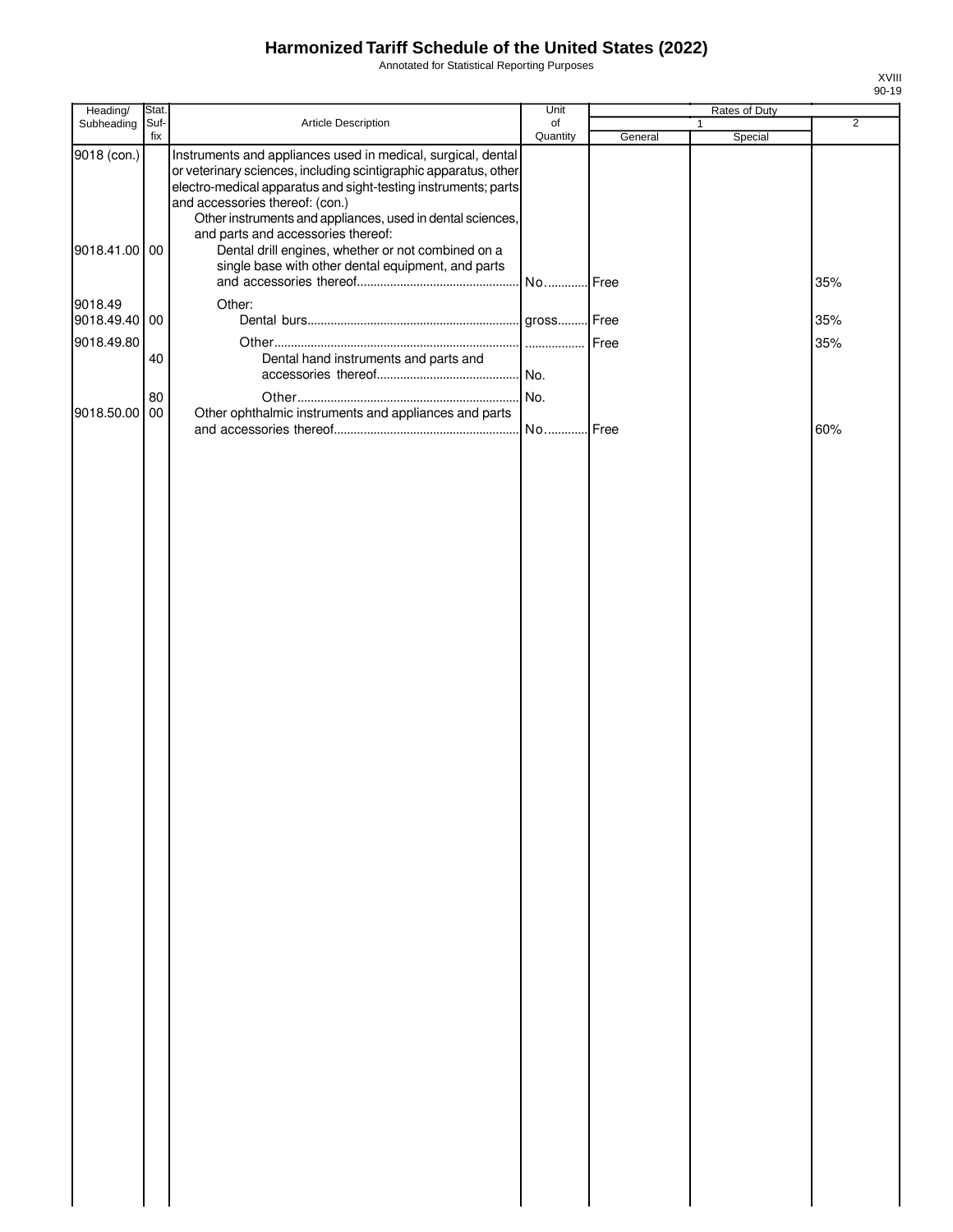# Harmonized Tariff Schedule of the United States (2022)

Annotated for Statistical Reporting Purposes

XVIII
90-19

| Heading/ Subheading | Stat. Suf- fix | Article Description | Unit of Quantity | Rates of Duty 1 General | Special | 2 |
|---|---|---|---|---|---|---|
| 9018 (con.) | | Instruments and appliances used in medical, surgical, dental or veterinary sciences, including scintigraphic apparatus, other electro-medical apparatus and sight-testing instruments; parts and accessories thereof: (con.) | | | | |
| | | Other instruments and appliances, used in dental sciences, and parts and accessories thereof: | | | | |
| 9018.41.00 | 00 | Dental drill engines, whether or not combined on a single base with other dental equipment, and parts and accessories thereof | No. | Free | | 35% |
| 9018.49 | | Other: | | | | |
| 9018.49.40 | 00 | Dental burs | gross | Free | | 35% |
| 9018.49.80 | | Other | | Free | | 35% |
| | 40 | Dental hand instruments and parts and accessories thereof | No. | | | |
| | 80 | Other | No. | | | |
| 9018.50.00 | 00 | Other ophthalmic instruments and appliances and parts and accessories thereof | No. | Free | | 60% |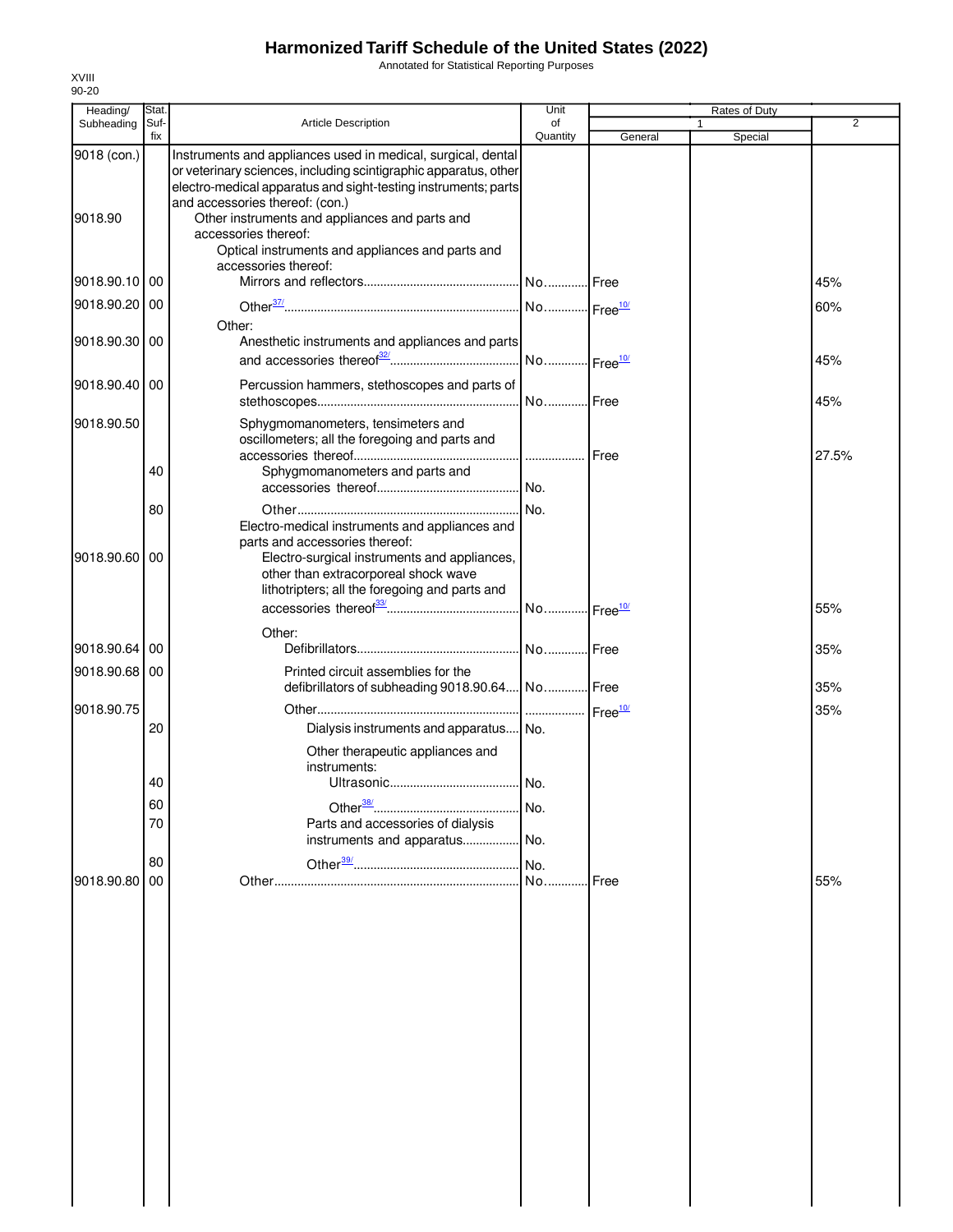# Harmonized Tariff Schedule of the United States (2022)

Annotated for Statistical Reporting Purposes

XVIII
90-20

| Heading/ Subheading | Stat. Suf- fix | Article Description | Unit of Quantity | Rates of Duty 1 General | Rates of Duty 1 Special | Rates of Duty 2 |
|---|---|---|---|---|---|---|
| 9018 (con.) | | Instruments and appliances used in medical, surgical, dental or veterinary sciences, including scintigraphic apparatus, other electro-medical apparatus and sight-testing instruments; parts and accessories thereof: (con.) | | | | |
| 9018.90 | | Other instruments and appliances and parts and accessories thereof: | | | | |
| | | Optical instruments and appliances and parts and accessories thereof: | | | | |
| 9018.90.10 | 00 | Mirrors and reflectors | No. | Free | | 45% |
| 9018.90.20 | 00 | Other[37/] | No. | Free[10/] | | 60% |
| | | Other: | | | | |
| 9018.90.30 | 00 | Anesthetic instruments and appliances and parts and accessories thereof[32/] | No. | Free[10/] | | 45% |
| 9018.90.40 | 00 | Percussion hammers, stethoscopes and parts of stethoscopes | No. | Free | | 45% |
| 9018.90.50 | | Sphygmomanometers, tensimeters and oscillometers; all the foregoing and parts and accessories thereof | | Free | | 27.5% |
| | 40 | Sphygmomanometers and parts and accessories thereof | No. | | | |
| | 80 | Other | No. | | | |
| | | Electro-medical instruments and appliances and parts and accessories thereof: | | | | |
| 9018.90.60 | 00 | Electro-surgical instruments and appliances, other than extracorporeal shock wave lithotripters; all the foregoing and parts and accessories thereof[33/] | No. | Free[10/] | | 55% |
| | | Other: | | | | |
| 9018.90.64 | 00 | Defibrillators | No. | Free | | 35% |
| 9018.90.68 | 00 | Printed circuit assemblies for the defibrillators of subheading 9018.90.64 | No. | Free | | 35% |
| 9018.90.75 | | Other | | Free[10/] | | 35% |
| | 20 | Dialysis instruments and apparatus | No. | | | |
| | | Other therapeutic appliances and instruments: | | | | |
| | 40 | Ultrasonic | No. | | | |
| | 60 | Other[38/] | No. | | | |
| | 70 | Parts and accessories of dialysis instruments and apparatus | No. | | | |
| | 80 | Other[39/] | No. | | | |
| 9018.90.80 | 00 | Other | No. | Free | | 55% |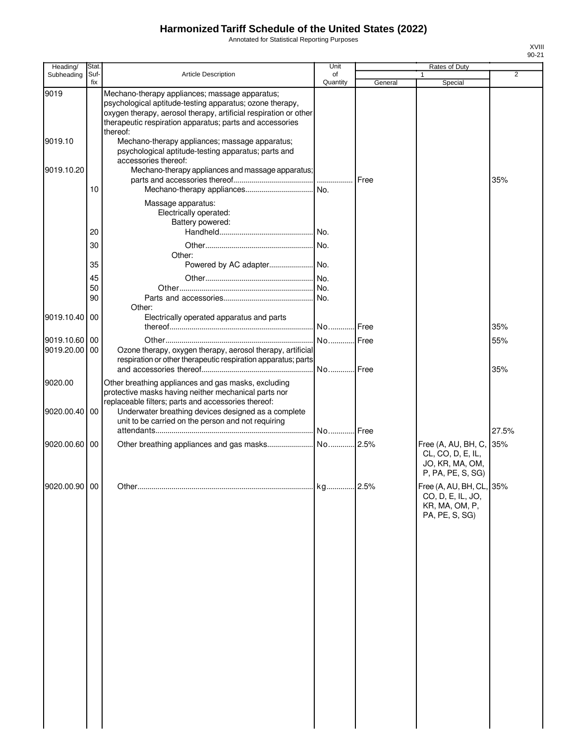# Harmonized Tariff Schedule of the United States (2022)

Annotated for Statistical Reporting Purposes

| Heading/ Subheading | Stat. Suf- fix | Article Description | Unit of Quantity | Rates of Duty 1 General | Special | 2 |
|---|---|---|---|---|---|---|
| 9019 | | Mechano-therapy appliances; massage apparatus; psychological aptitude-testing apparatus; ozone therapy, oxygen therapy, aerosol therapy, artificial respiration or other therapeutic respiration apparatus; parts and accessories thereof: | | | | |
| 9019.10 | | Mechano-therapy appliances; massage apparatus; psychological aptitude-testing apparatus; parts and accessories thereof: | | | | |
| 9019.10.20 | | Mechano-therapy appliances and massage apparatus; parts and accessories thereof | | Free | | 35% |
| | 10 | Mechano-therapy appliances | No. | | | |
| | | Massage apparatus: | | | | |
| | | Electrically operated: | | | | |
| | | Battery powered: | | | | |
| | 20 | Handheld | No. | | | |
| | 30 | Other | No. | | | |
| | | Other: | | | | |
| | 35 | Powered by AC adapter | No. | | | |
| | 45 | Other | No. | | | |
| | 50 | Other | No. | | | |
| | 90 | Parts and accessories | No. | | | |
| | | Other: | | | | |
| 9019.10.40 | 00 | Electrically operated apparatus and parts thereof | No. | Free | | 35% |
| 9019.10.60 | 00 | Other | No. | Free | | 55% |
| 9019.20.00 | 00 | Ozone therapy, oxygen therapy, aerosol therapy, artificial respiration or other therapeutic respiration apparatus; parts and accessories thereof | No. | Free | | 35% |
| 9020.00 | | Other breathing appliances and gas masks, excluding protective masks having neither mechanical parts nor replaceable filters; parts and accessories thereof: | | | | |
| 9020.00.40 | 00 | Underwater breathing devices designed as a complete unit to be carried on the person and not requiring attendants | No. | Free | | 27.5% |
| 9020.00.60 | 00 | Other breathing appliances and gas masks | No. | 2.5% | Free (A, AU, BH, C, CL, CO, D, E, IL, JO, KR, MA, OM, P, PA, PE, S, SG) | 35% |
| 9020.00.90 | 00 | Other | kg | 2.5% | Free (A, AU, BH, CL, CO, D, E, IL, JO, KR, MA, OM, P, PA, PE, S, SG) | 35% |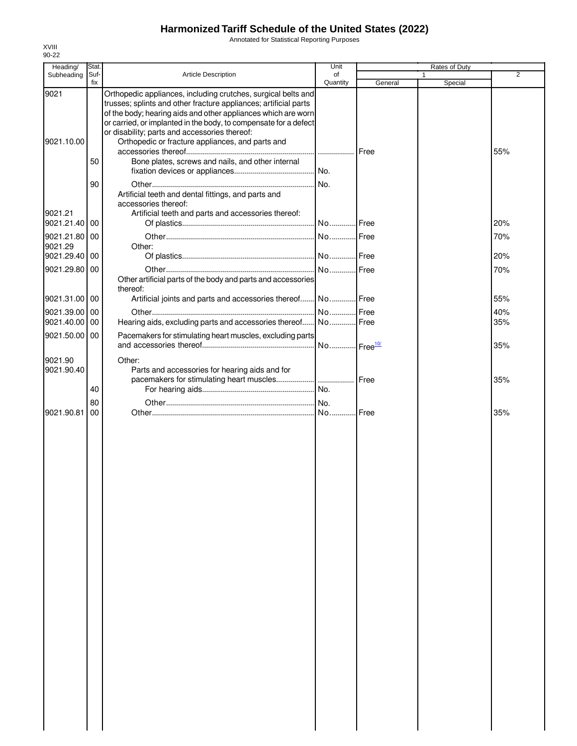# Harmonized Tariff Schedule of the United States (2022)

Annotated for Statistical Reporting Purposes

XVIII
90-22

| Heading/ Subheading | Stat. Suf- fix | Article Description | Unit of Quantity | Rates of Duty 1 General | Special | 2 |
|---|---|---|---|---|---|---|
| 9021 | | Orthopedic appliances, including crutches, surgical belts and trusses; splints and other fracture appliances; artificial parts of the body; hearing aids and other appliances which are worn or carried, or implanted in the body, to compensate for a defect or disability; parts and accessories thereof: | | | | |
| 9021.10.00 | | Orthopedic or fracture appliances, and parts and accessories thereof | | Free | | 55% |
| | 50 | Bone plates, screws and nails, and other internal fixation devices or appliances | No. | | | |
| | 90 | Other | No. | | | |
| | | Artificial teeth and dental fittings, and parts and accessories thereof: | | | | |
| 9021.21 | | Artificial teeth and parts and accessories thereof: | | | | |
| 9021.21.40 | 00 | Of plastics | No. | Free | | 20% |
| 9021.21.80 | 00 | Other | No. | Free | | 70% |
| 9021.29 | | Other: | | | | |
| 9021.29.40 | 00 | Of plastics | No. | Free | | 20% |
| 9021.29.80 | 00 | Other | No. | Free | | 70% |
| | | Other artificial parts of the body and parts and accessories thereof: | | | | |
| 9021.31.00 | 00 | Artificial joints and parts and accessories thereof | No. | Free | | 55% |
| 9021.39.00 | 00 | Other | No. | Free | | 40% |
| 9021.40.00 | 00 | Hearing aids, excluding parts and accessories thereof | No. | Free | | 35% |
| 9021.50.00 | 00 | Pacemakers for stimulating heart muscles, excluding parts and accessories thereof | No. | Free[10/] | | 35% |
| 9021.90 | | Other: | | | | |
| 9021.90.40 | | Parts and accessories for hearing aids and for pacemakers for stimulating heart muscles | | Free | | 35% |
| | 40 | For hearing aids | No. | | | |
| | 80 | Other | No. | | | |
| 9021.90.81 | 00 | Other | No. | Free | | 35% |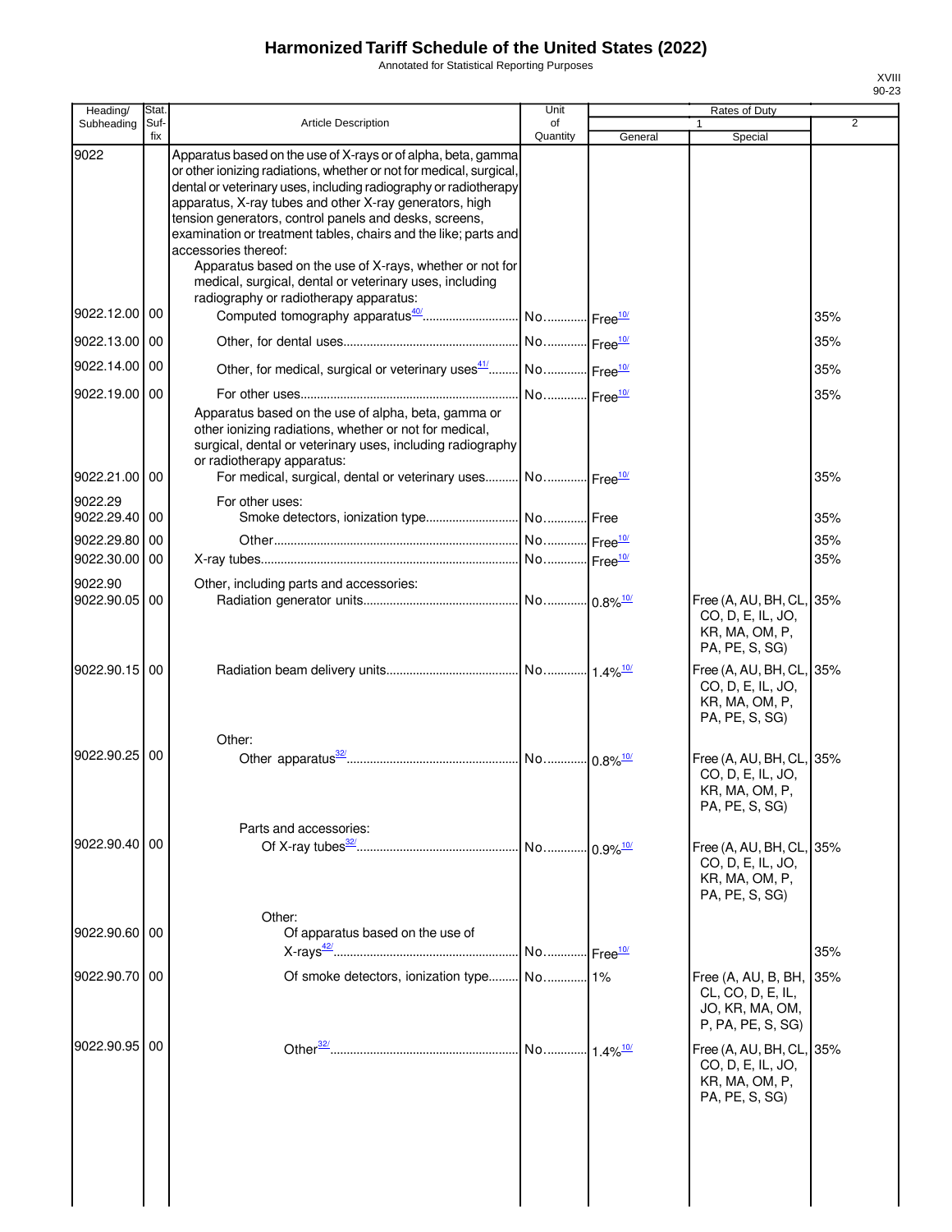# Harmonized Tariff Schedule of the United States (2022)

Annotated for Statistical Reporting Purposes

| Heading/ Subheading | Stat. Suf- fix | Article Description | Unit of Quantity | Rates of Duty 1 General | Special | 2 |
|---|---|---|---|---|---|---|
| 9022 | | Apparatus based on the use of X-rays or of alpha, beta, gamma or other ionizing radiations, whether or not for medical, surgical, dental or veterinary uses, including radiography or radiotherapy apparatus, X-ray tubes and other X-ray generators, high tension generators, control panels and desks, screens, examination or treatment tables, chairs and the like; parts and accessories thereof: | | | | |
| | | Apparatus based on the use of X-rays, whether or not for medical, surgical, dental or veterinary uses, including radiography or radiotherapy apparatus: | | | | |
| 9022.12.00 | 00 | Computed tomography apparatus[40/] | No. | Free[10/] | | 35% |
| 9022.13.00 | 00 | Other, for dental uses | No. | Free[10/] | | 35% |
| 9022.14.00 | 00 | Other, for medical, surgical or veterinary uses[41/] | No. | Free[10/] | | 35% |
| 9022.19.00 | 00 | For other uses | No. | Free[10/] | | 35% |
| | | Apparatus based on the use of alpha, beta, gamma or other ionizing radiations, whether or not for medical, surgical, dental or veterinary uses, including radiography or radiotherapy apparatus: | | | | |
| 9022.21.00 | 00 | For medical, surgical, dental or veterinary uses | No. | Free[10/] | | 35% |
| 9022.29 | | For other uses: | | | | |
| 9022.29.40 | 00 | Smoke detectors, ionization type | No. | Free | | 35% |
| 9022.29.80 | 00 | Other | No. | Free[10/] | | 35% |
| 9022.30.00 | 00 | X-ray tubes | No. | Free[10/] | | 35% |
| 9022.90 | | Other, including parts and accessories: | | | | |
| 9022.90.05 | 00 | Radiation generator units | No. | 0.8%[10/] | Free (A, AU, BH, CL, CO, D, E, IL, JO, KR, MA, OM, P, PA, PE, S, SG) | 35% |
| 9022.90.15 | 00 | Radiation beam delivery units | No. | 1.4%[10/] | Free (A, AU, BH, CL, CO, D, E, IL, JO, KR, MA, OM, P, PA, PE, S, SG) | 35% |
| | | Other: | | | | |
| 9022.90.25 | 00 | Other apparatus[32/] | No. | 0.8%[10/] | Free (A, AU, BH, CL, CO, D, E, IL, JO, KR, MA, OM, P, PA, PE, S, SG) | 35% |
| | | Parts and accessories: | | | | |
| 9022.90.40 | 00 | Of X-ray tubes[32/] | No. | 0.9%[10/] | Free (A, AU, BH, CL, CO, D, E, IL, JO, KR, MA, OM, P, PA, PE, S, SG) | 35% |
| | | Other: | | | | |
| 9022.90.60 | 00 | Of apparatus based on the use of X-rays[42/] | No. | Free[10/] | | 35% |
| 9022.90.70 | 00 | Of smoke detectors, ionization type | No. | 1% | Free (A, AU, B, BH, CL, CO, D, E, IL, JO, KR, MA, OM, P, PA, PE, S, SG) | 35% |
| 9022.90.95 | 00 | Other[32/] | No. | 1.4%[10/] | Free (A, AU, BH, CL, CO, D, E, IL, JO, KR, MA, OM, P, PA, PE, S, SG) | 35% |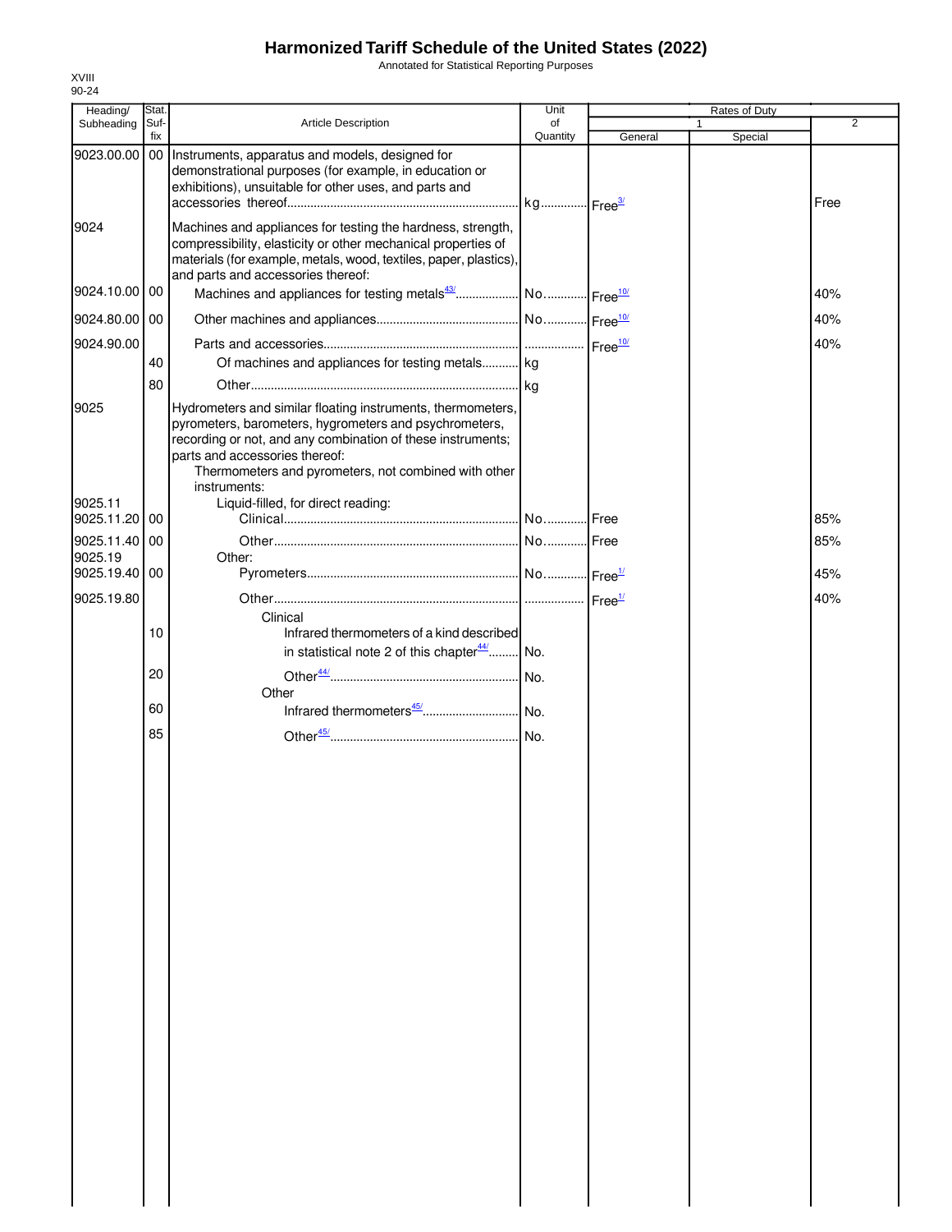# Harmonized Tariff Schedule of the United States (2022)

Annotated for Statistical Reporting Purposes

XVIII
90-24

| Heading/ Subheading | Stat. Suf- fix | Article Description | Unit of Quantity | Rates of Duty 1 General | Special | 2 |
|---|---|---|---|---|---|---|
| 9023.00.00 | 00 | Instruments, apparatus and models, designed for demonstrational purposes (for example, in education or exhibitions), unsuitable for other uses, and parts and accessories thereof | kg | Free[3/] | | Free |
| 9024 | | Machines and appliances for testing the hardness, strength, compressibility, elasticity or other mechanical properties of materials (for example, metals, wood, textiles, paper, plastics), and parts and accessories thereof: | | | | |
| 9024.10.00 | 00 | Machines and appliances for testing metals[43/] | No. | Free[10/] | | 40% |
| 9024.80.00 | 00 | Other machines and appliances | No. | Free[10/] | | 40% |
| 9024.90.00 | | Parts and accessories | | Free[10/] | | 40% |
| | 40 | Of machines and appliances for testing metals | kg | | | |
| | 80 | Other | kg | | | |
| 9025 | | Hydrometers and similar floating instruments, thermometers, pyrometers, barometers, hygrometers and psychrometers, recording or not, and any combination of these instruments; parts and accessories thereof: | | | | |
| | | Thermometers and pyrometers, not combined with other instruments: | | | | |
| 9025.11 | | Liquid-filled, for direct reading: | | | | |
| 9025.11.20 | 00 | Clinical | No. | Free | | 85% |
| 9025.11.40 | 00 | Other | No. | Free | | 85% |
| 9025.19 | | Other: | | | | |
| 9025.19.40 | 00 | Pyrometers | No. | Free[1/] | | 45% |
| 9025.19.80 | | Other | | Free[1/] | | 40% |
| | | Clinical | | | | |
| | 10 | Infrared thermometers of a kind described in statistical note 2 of this chapter[44/] | No. | | | |
| | 20 | Other[44/] | No. | | | |
| | | Other | | | | |
| | 60 | Infrared thermometers[45/] | No. | | | |
| | 85 | Other[45/] | No. | | | |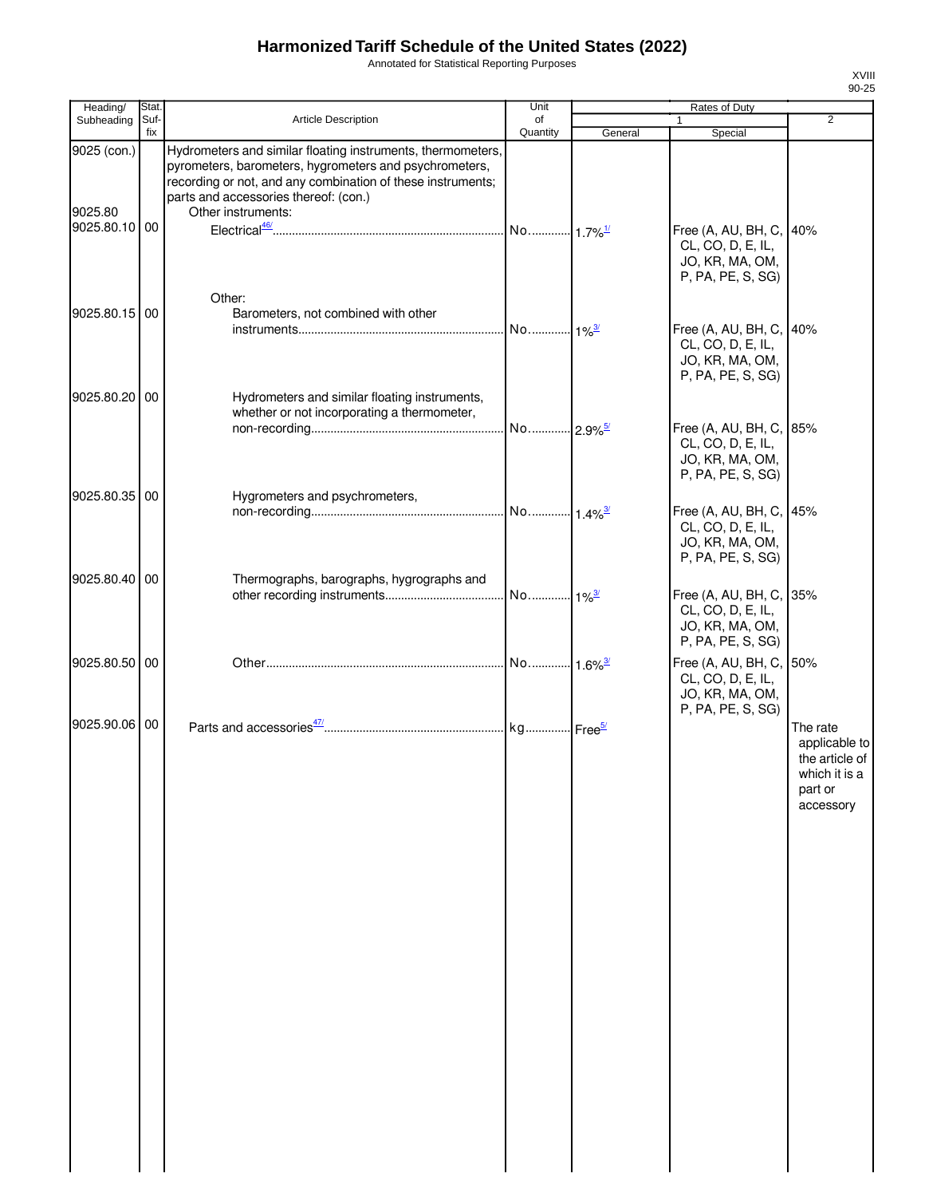# Harmonized Tariff Schedule of the United States (2022)

Annotated for Statistical Reporting Purposes

| Heading/ Subheading | Stat. Suf- fix | Article Description | Unit of Quantity | Rates of Duty 1 General | Rates of Duty 1 Special | Rates of Duty 2 |
|---|---|---|---|---|---|---|
| 9025 (con.) | | Hydrometers and similar floating instruments, thermometers, pyrometers, barometers, hygrometers and psychrometers, recording or not, and any combination of these instruments; parts and accessories thereof: (con.) | | | | |
| 9025.80 | | Other instruments: | | | | |
| 9025.80.10 | 00 | Electrical[46/] | No. | 1.7%[1/] | Free (A, AU, BH, C, CL, CO, D, E, IL, JO, KR, MA, OM, P, PA, PE, S, SG) | 40% |
| | | Other: | | | | |
| 9025.80.15 | 00 | Barometers, not combined with other instruments | No. | 1%[3/] | Free (A, AU, BH, C, CL, CO, D, E, IL, JO, KR, MA, OM, P, PA, PE, S, SG) | 40% |
| 9025.80.20 | 00 | Hydrometers and similar floating instruments, whether or not incorporating a thermometer, non-recording | No. | 2.9%[5/] | Free (A, AU, BH, C, CL, CO, D, E, IL, JO, KR, MA, OM, P, PA, PE, S, SG) | 85% |
| 9025.80.35 | 00 | Hygrometers and psychrometers, non-recording | No. | 1.4%[3/] | Free (A, AU, BH, C, CL, CO, D, E, IL, JO, KR, MA, OM, P, PA, PE, S, SG) | 45% |
| 9025.80.40 | 00 | Thermographs, barographs, hygrographs and other recording instruments | No. | 1%[3/] | Free (A, AU, BH, C, CL, CO, D, E, IL, JO, KR, MA, OM, P, PA, PE, S, SG) | 35% |
| 9025.80.50 | 00 | Other | No. | 1.6%[3/] | Free (A, AU, BH, C, CL, CO, D, E, IL, JO, KR, MA, OM, P, PA, PE, S, SG) | 50% |
| 9025.90.06 | 00 | Parts and accessories[47/] | kg | Free[5/] | | The rate applicable to the article of which it is a part or accessory |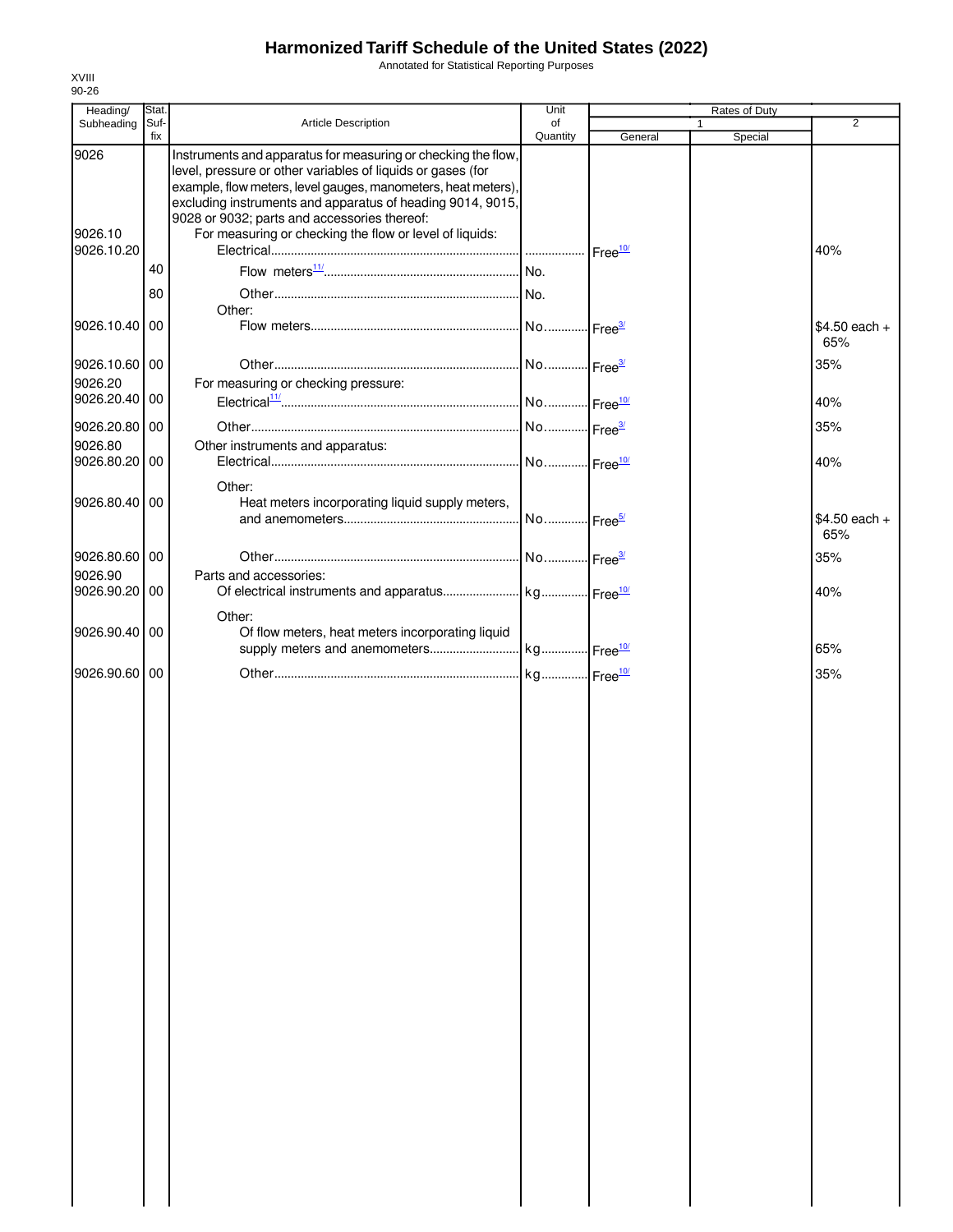# Harmonized Tariff Schedule of the United States (2022)

Annotated for Statistical Reporting Purposes

XVIII
90-26

| Heading/ Subheading | Stat. Suf- fix | Article Description | Unit of Quantity | Rates of Duty 1 General | Special | 2 |
|---|---|---|---|---|---|---|
| 9026 | | Instruments and apparatus for measuring or checking the flow, level, pressure or other variables of liquids or gases (for example, flow meters, level gauges, manometers, heat meters), excluding instruments and apparatus of heading 9014, 9015, 9028 or 9032; parts and accessories thereof: | | | | |
| 9026.10 | | For measuring or checking the flow or level of liquids: | | | | |
| 9026.10.20 | | Electrical | | Free[10/] | | 40% |
| | 40 | Flow meters[11/] | No. | | | |
| | 80 | Other | No. | | | |
| | | Other: | | | | |
| 9026.10.40 | 00 | Flow meters | No. | Free[3/] | | $4.50 each + 65% |
| 9026.10.60 | 00 | Other | No. | Free[3/] | | 35% |
| 9026.20 | | For measuring or checking pressure: | | | | |
| 9026.20.40 | 00 | Electrical[11/] | No. | Free[10/] | | 40% |
| 9026.20.80 | 00 | Other | No. | Free[3/] | | 35% |
| 9026.80 | | Other instruments and apparatus: | | | | |
| 9026.80.20 | 00 | Electrical | No. | Free[10/] | | 40% |
| | | Other: | | | | |
| 9026.80.40 | 00 | Heat meters incorporating liquid supply meters, and anemometers | No. | Free[5/] | | $4.50 each + 65% |
| 9026.80.60 | 00 | Other | No. | Free[3/] | | 35% |
| 9026.90 | | Parts and accessories: | | | | |
| 9026.90.20 | 00 | Of electrical instruments and apparatus | kg | Free[10/] | | 40% |
| | | Other: | | | | |
| 9026.90.40 | 00 | Of flow meters, heat meters incorporating liquid supply meters and anemometers | kg | Free[10/] | | 65% |
| 9026.90.60 | 00 | Other | kg | Free[10/] | | 35% |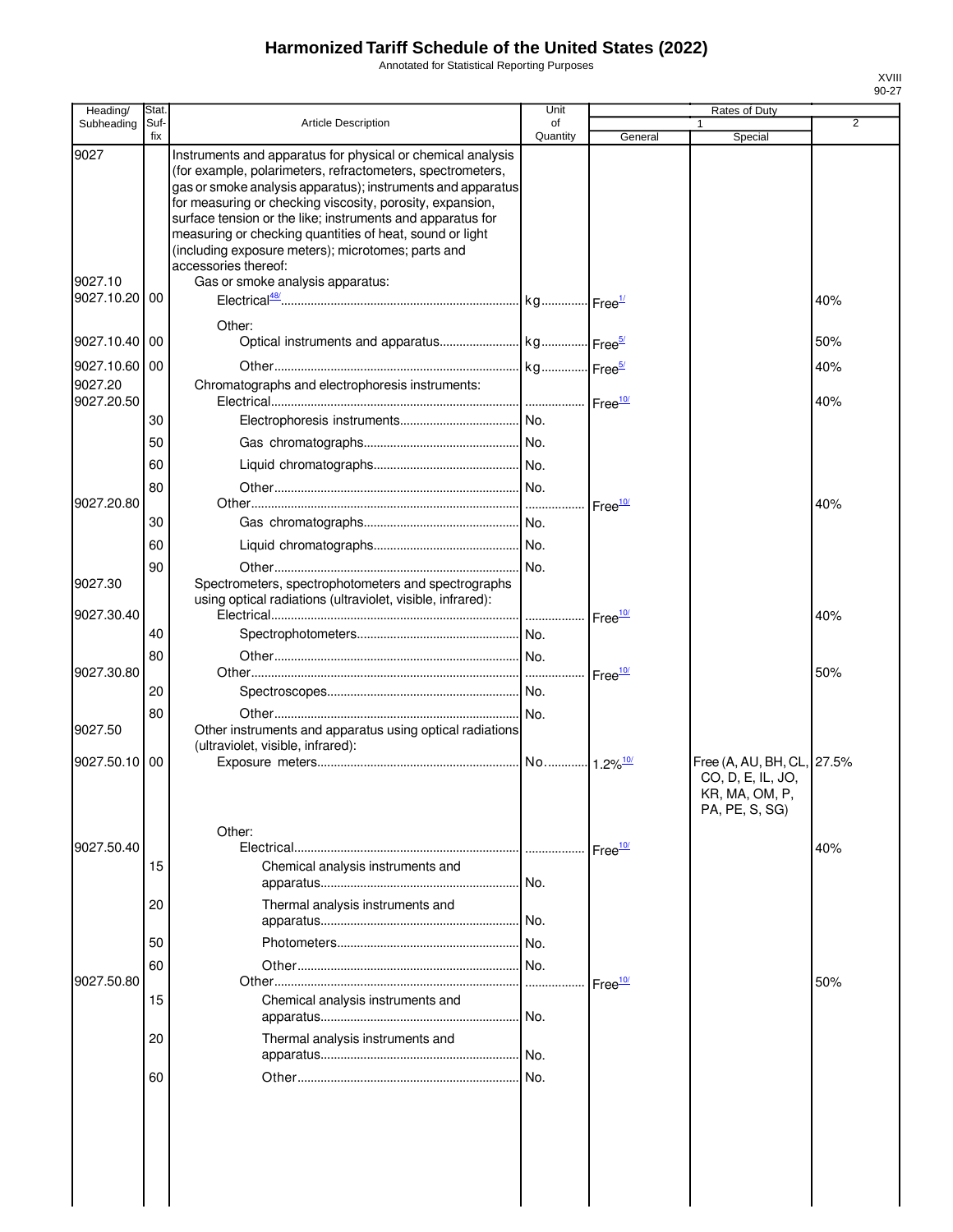# Harmonized Tariff Schedule of the United States (2022)

Annotated for Statistical Reporting Purposes

XVIII
90-27

| Heading/ Subheading | Stat. Suf- fix | Article Description | Unit of Quantity | Rates of Duty 1 General | Rates of Duty 1 Special | Rates of Duty 2 |
|---|---|---|---|---|---|---|
| 9027 | | Instruments and apparatus for physical or chemical analysis (for example, polarimeters, refractometers, spectrometers, gas or smoke analysis apparatus); instruments and apparatus for measuring or checking viscosity, porosity, expansion, surface tension or the like; instruments and apparatus for measuring or checking quantities of heat, sound or light (including exposure meters); microtomes; parts and accessories thereof: | | | | |
| 9027.10 | | Gas or smoke analysis apparatus: | | | | |
| 9027.10.20 | 00 | Electrical[48/] | kg | Free[1/] | | 40% |
| | | Other: | | | | |
| 9027.10.40 | 00 | Optical instruments and apparatus | kg | Free[5/] | | 50% |
| 9027.10.60 | 00 | Other | kg | Free[5/] | | 40% |
| 9027.20 | | Chromatographs and electrophoresis instruments: | | | | |
| 9027.20.50 | | Electrical | | Free[10/] | | 40% |
| | 30 | Electrophoresis instruments | No. | | | |
| | 50 | Gas chromatographs | No. | | | |
| | 60 | Liquid chromatographs | No. | | | |
| | 80 | Other | No. | | | |
| 9027.20.80 | | Other | | Free[10/] | | 40% |
| | 30 | Gas chromatographs | No. | | | |
| | 60 | Liquid chromatographs | No. | | | |
| | 90 | Other | No. | | | |
| 9027.30 | | Spectrometers, spectrophotometers and spectrographs using optical radiations (ultraviolet, visible, infrared): | | | | |
| 9027.30.40 | | Electrical | | Free[10/] | | 40% |
| | 40 | Spectrophotometers | No. | | | |
| | 80 | Other | No. | | | |
| 9027.30.80 | | Other | | Free[10/] | | 50% |
| | 20 | Spectroscopes | No. | | | |
| | 80 | Other | No. | | | |
| 9027.50 | | Other instruments and apparatus using optical radiations (ultraviolet, visible, infrared): | | | | |
| 9027.50.10 | 00 | Exposure meters | No. | 1.2%[10/] | Free (A, AU, BH, CL, CO, D, E, IL, JO, KR, MA, OM, P, PA, PE, S, SG) | 27.5% |
| | | Other: | | | | |
| 9027.50.40 | | Electrical | | Free[10/] | | 40% |
| | 15 | Chemical analysis instruments and apparatus | No. | | | |
| | 20 | Thermal analysis instruments and apparatus | No. | | | |
| | 50 | Photometers | No. | | | |
| | 60 | Other | No. | | | |
| 9027.50.80 | | Other | | Free[10/] | | 50% |
| | 15 | Chemical analysis instruments and apparatus | No. | | | |
| | 20 | Thermal analysis instruments and apparatus | No. | | | |
| | 60 | Other | No. | | | |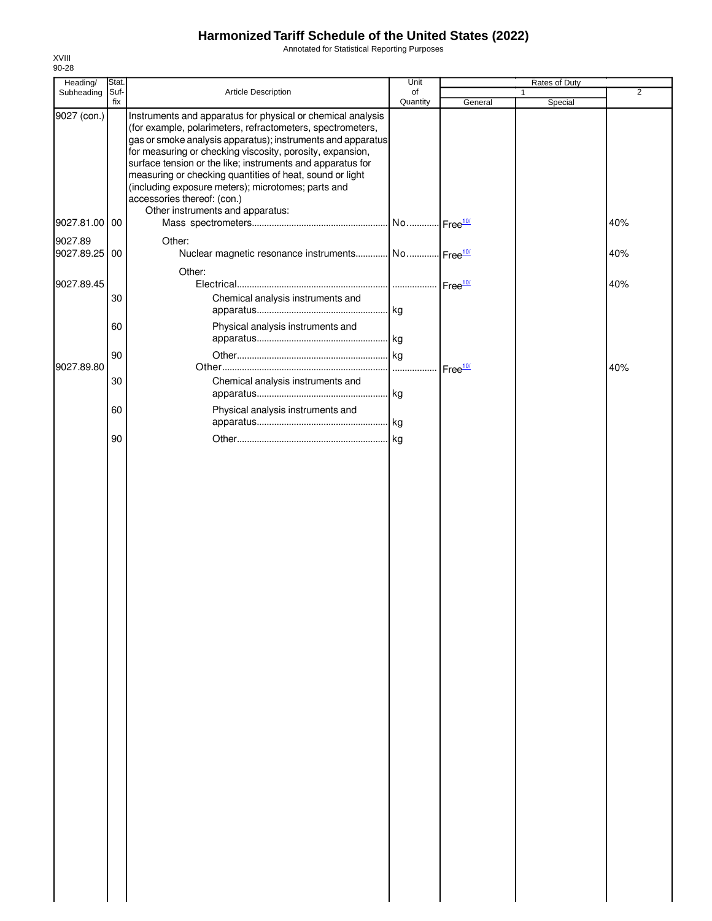# Harmonized Tariff Schedule of the United States (2022)

Annotated for Statistical Reporting Purposes

XVIII
90-28

| Heading/ Subheading | Stat. Suf- fix | Article Description | Unit of Quantity | Rates of Duty 1 General | Rates of Duty 1 Special | Rates of Duty 2 |
|---|---|---|---|---|---|---|
| 9027 (con.) | | Instruments and apparatus for physical or chemical analysis (for example, polarimeters, refractometers, spectrometers, gas or smoke analysis apparatus); instruments and apparatus for measuring or checking viscosity, porosity, expansion, surface tension or the like; instruments and apparatus for measuring or checking quantities of heat, sound or light (including exposure meters); microtomes; parts and accessories thereof: (con.) | | | | |
| | | Other instruments and apparatus: | | | | |
| 9027.81.00 | 00 | Mass spectrometers | No. | Free[10/] | | 40% |
| 9027.89 | | Other: | | | | |
| 9027.89.25 | 00 | Nuclear magnetic resonance instruments | No. | Free[10/] | | 40% |
| | | Other: | | | | |
| 9027.89.45 | | Electrical | | Free[10/] | | 40% |
| | 30 | Chemical analysis instruments and apparatus | kg | | | |
| | 60 | Physical analysis instruments and apparatus | kg | | | |
| | 90 | Other | kg | | | |
| 9027.89.80 | | Other | | Free[10/] | | 40% |
| | 30 | Chemical analysis instruments and apparatus | kg | | | |
| | 60 | Physical analysis instruments and apparatus | kg | | | |
| | 90 | Other | kg | | | |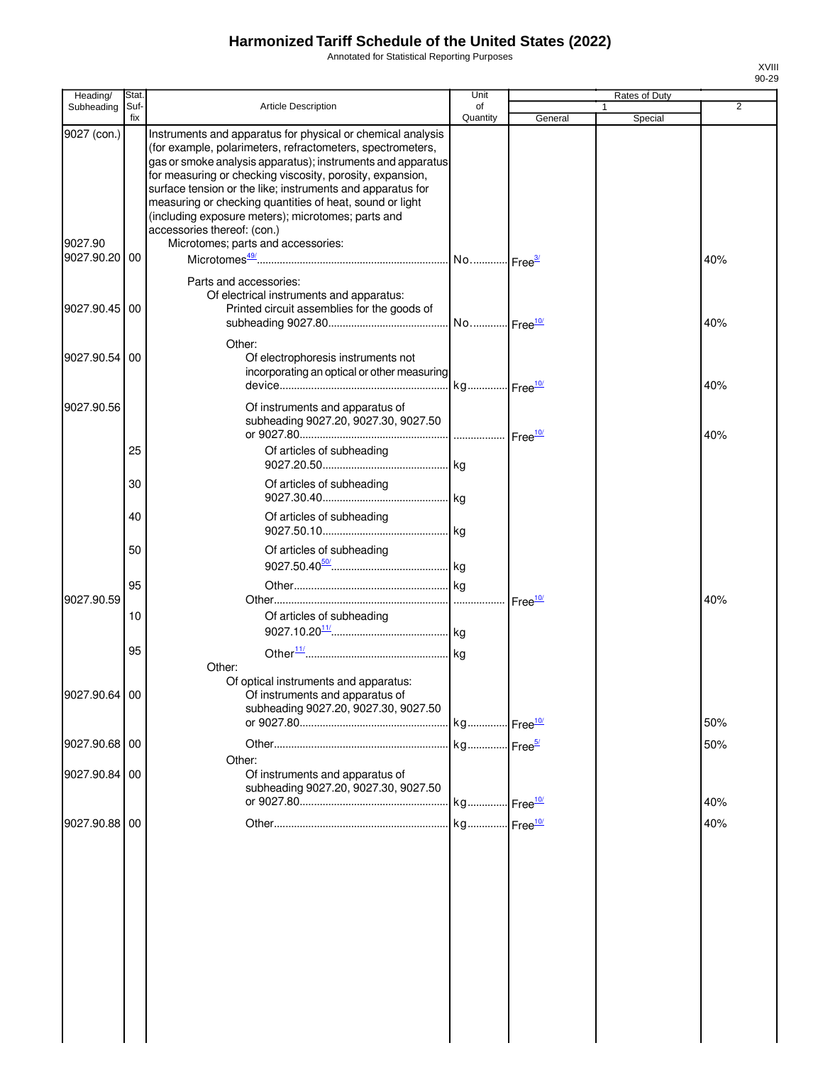# Harmonized Tariff Schedule of the United States (2022)

Annotated for Statistical Reporting Purposes

XVIII
90-29

| Heading/ Subheading | Stat. Suf- fix | Article Description | Unit of Quantity | Rates of Duty 1 General | Rates of Duty 1 Special | Rates of Duty 2 |
|---|---|---|---|---|---|---|
| 9027 (con.) | | Instruments and apparatus for physical or chemical analysis (for example, polarimeters, refractometers, spectrometers, gas or smoke analysis apparatus); instruments and apparatus for measuring or checking viscosity, porosity, expansion, surface tension or the like; instruments and apparatus for measuring or checking quantities of heat, sound or light (including exposure meters); microtomes; parts and accessories thereof: (con.) | | | | |
| 9027.90 | | Microtomes; parts and accessories: | | | | |
| 9027.90.20 | 00 | Microtomes[49/] | No. | Free[3/] | | 40% |
| | | Parts and accessories: | | | | |
| | | Of electrical instruments and apparatus: | | | | |
| 9027.90.45 | 00 | Printed circuit assemblies for the goods of subheading 9027.80 | No. | Free[10/] | | 40% |
| | | Other: | | | | |
| 9027.90.54 | 00 | Of electrophoresis instruments not incorporating an optical or other measuring device | kg | Free[10/] | | 40% |
| 9027.90.56 | | Of instruments and apparatus of subheading 9027.20, 9027.30, 9027.50 or 9027.80 | | Free[10/] | | 40% |
| | 25 | Of articles of subheading 9027.20.50 | kg | | | |
| | 30 | Of articles of subheading 9027.30.40 | kg | | | |
| | 40 | Of articles of subheading 9027.50.10 | kg | | | |
| | 50 | Of articles of subheading 9027.50.40[50/] | kg | | | |
| | 95 | Other | kg | | | |
| 9027.90.59 | | Other | | Free[10/] | | 40% |
| | 10 | Of articles of subheading 9027.10.20[11/] | kg | | | |
| | 95 | Other[11/] | kg | | | |
| | | Other: | | | | |
| | | Of optical instruments and apparatus: | | | | |
| 9027.90.64 | 00 | Of instruments and apparatus of subheading 9027.20, 9027.30, 9027.50 or 9027.80 | kg | Free[10/] | | 50% |
| 9027.90.68 | 00 | Other | kg | Free[5/] | | 50% |
| | | Other: | | | | |
| 9027.90.84 | 00 | Of instruments and apparatus of subheading 9027.20, 9027.30, 9027.50 or 9027.80 | kg | Free[10/] | | 40% |
| 9027.90.88 | 00 | Other | kg | Free[10/] | | 40% |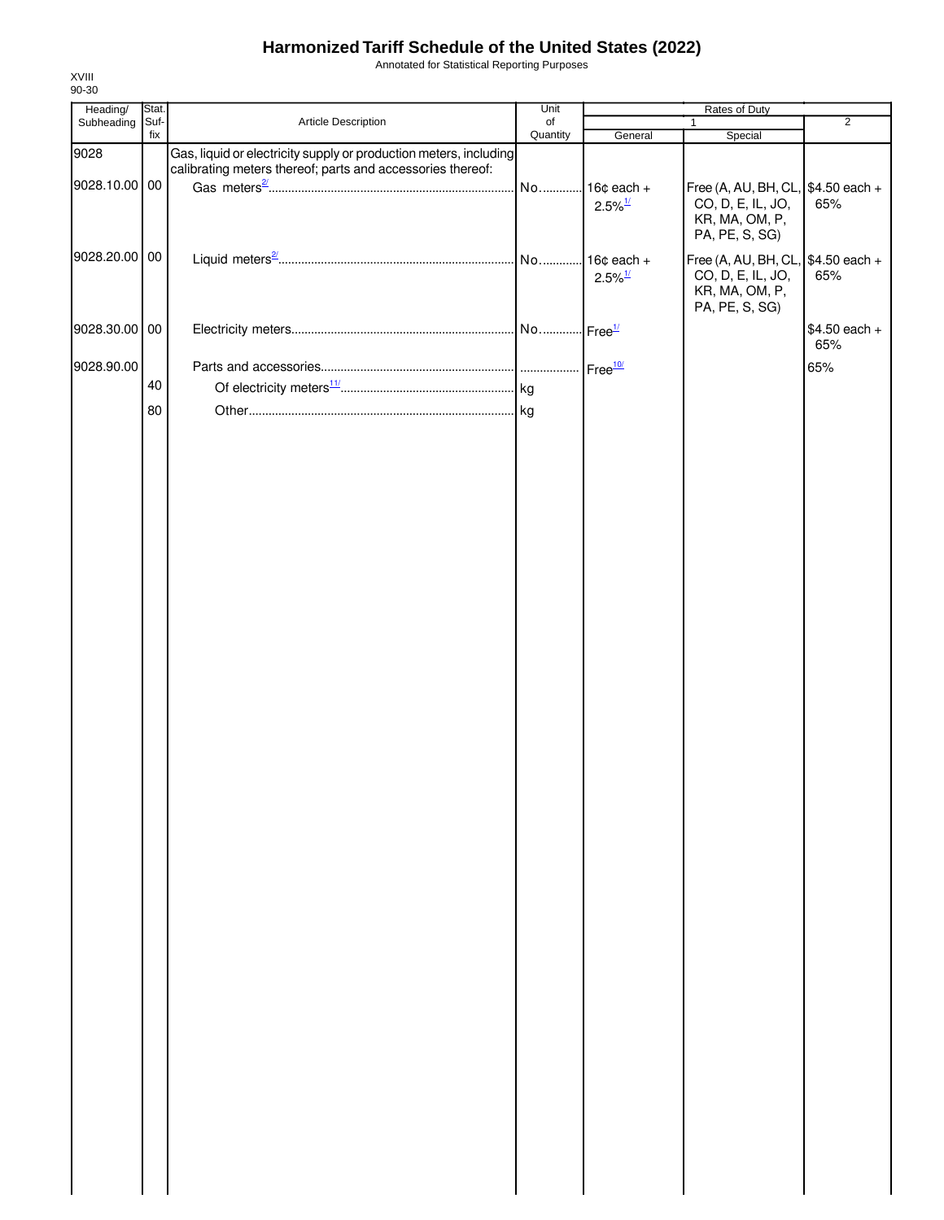# Harmonized Tariff Schedule of the United States (2022)

Annotated for Statistical Reporting Purposes

XVIII
90-30

| Heading/ Subheading | Stat. Suf-fix | Article Description | Unit of Quantity | Rates of Duty 1 General | Rates of Duty 1 Special | Rates of Duty 2 |
|---|---|---|---|---|---|---|
| 9028 | | Gas, liquid or electricity supply or production meters, including calibrating meters thereof; parts and accessories thereof: | | | | |
| 9028.10.00 | 00 | Gas meters[2/] | No. | 16¢ each + 2.5%[1/] | Free (A, AU, BH, CL, CO, D, E, IL, JO, KR, MA, OM, P, PA, PE, S, SG) | $4.50 each + 65% |
| 9028.20.00 | 00 | Liquid meters[2/] | No. | 16¢ each + 2.5%[1/] | Free (A, AU, BH, CL, CO, D, E, IL, JO, KR, MA, OM, P, PA, PE, S, SG) | $4.50 each + 65% |
| 9028.30.00 | 00 | Electricity meters | No. | Free[1/] | | $4.50 each + 65% |
| 9028.90.00 | | Parts and accessories | | Free[10/] | | 65% |
| | 40 | Of electricity meters[11/] | kg | | | |
| | 80 | Other | kg | | | |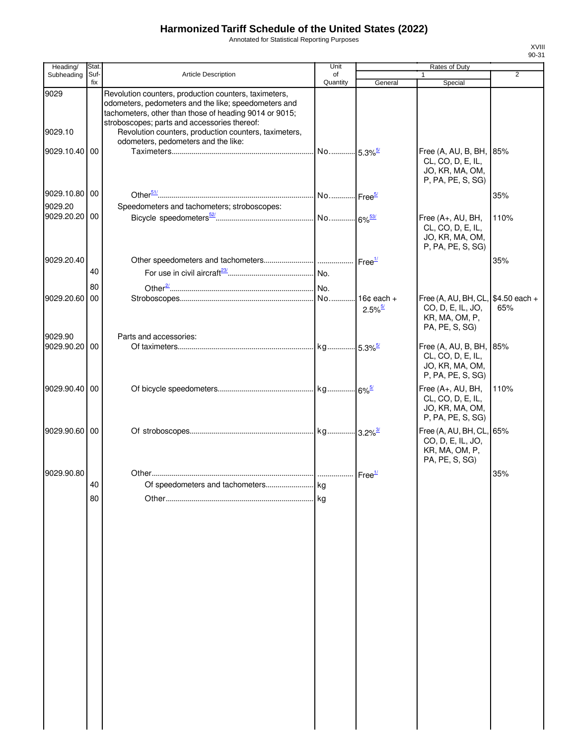# Harmonized Tariff Schedule of the United States (2022)

Annotated for Statistical Reporting Purposes

XVIII
90-31

| Heading/ Subheading | Stat. Suf- fix | Article Description | Unit of Quantity | Rates of Duty 1 General | Special | 2 |
|---|---|---|---|---|---|---|
| 9029 | | Revolution counters, production counters, taximeters, odometers, pedometers and the like; speedometers and tachometers, other than those of heading 9014 or 9015; stroboscopes; parts and accessories thereof: | | | | |
| 9029.10 | | Revolution counters, production counters, taximeters, odometers, pedometers and the like: | | | | |
| 9029.10.40 | 00 | Taximeters | No. | 5.3%[5/] | Free (A, AU, B, BH, CL, CO, D, E, IL, JO, KR, MA, OM, P, PA, PE, S, SG) | 85% |
| 9029.10.80 | 00 | Other[51/] | No. | Free[5/] | | 35% |
| 9029.20 | | Speedometers and tachometers; stroboscopes: | | | | |
| 9029.20.20 | 00 | Bicycle speedometers[52/] | No. | 6%[53/] | Free (A+, AU, BH, CL, CO, D, E, IL, JO, KR, MA, OM, P, PA, PE, S, SG) | 110% |
| 9029.20.40 | | Other speedometers and tachometers | | Free[1/] | | 35% |
| | 40 | For use in civil aircraft[23/] | No. | | | |
| | 80 | Other[2/] | No. | | | |
| 9029.20.60 | 00 | Stroboscopes | No. | 16¢ each + 2.5%[5/] | Free (A, AU, BH, CL, CO, D, E, IL, JO, KR, MA, OM, P, PA, PE, S, SG) | $4.50 each + 65% |
| 9029.90 | | Parts and accessories: | | | | |
| 9029.90.20 | 00 | Of taximeters | kg | 5.3%[5/] | Free (A, AU, B, BH, CL, CO, D, E, IL, JO, KR, MA, OM, P, PA, PE, S, SG) | 85% |
| 9029.90.40 | 00 | Of bicycle speedometers | kg | 6%[5/] | Free (A+, AU, BH, CL, CO, D, E, IL, JO, KR, MA, OM, P, PA, PE, S, SG) | 110% |
| 9029.90.60 | 00 | Of stroboscopes | kg | 3.2%[3/] | Free (A, AU, BH, CL, CO, D, E, IL, JO, KR, MA, OM, P, PA, PE, S, SG) | 65% |
| 9029.90.80 | | Other | | Free[1/] | | 35% |
| | 40 | Of speedometers and tachometers | kg | | | |
| | 80 | Other | kg | | | |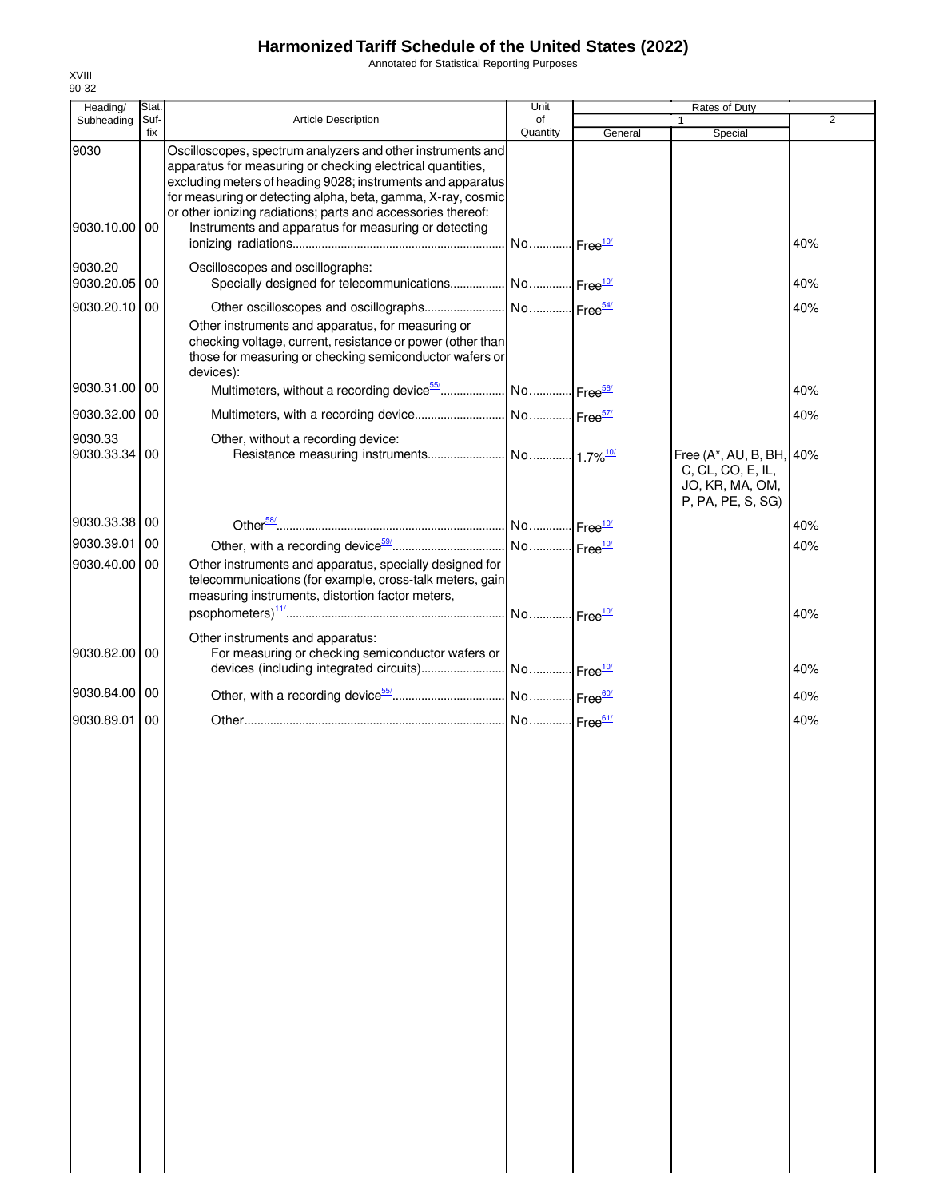# Harmonized Tariff Schedule of the United States (2022)

Annotated for Statistical Reporting Purposes

XVIII
90-32

| Heading/ Subheading | Stat. Suf- fix | Article Description | Unit of Quantity | Rates of Duty 1 General | Special | 2 |
|---|---|---|---|---|---|---|
| 9030 | | Oscilloscopes, spectrum analyzers and other instruments and apparatus for measuring or checking electrical quantities, excluding meters of heading 9028; instruments and apparatus for measuring or detecting alpha, beta, gamma, X-ray, cosmic or other ionizing radiations; parts and accessories thereof: | | | | |
| 9030.10.00 | 00 | Instruments and apparatus for measuring or detecting ionizing radiations | No. | Free[10/] | | 40% |
| 9030.20 | | Oscilloscopes and oscillographs: | | | | |
| 9030.20.05 | 00 | Specially designed for telecommunications | No. | Free[10/] | | 40% |
| 9030.20.10 | 00 | Other oscilloscopes and oscillographs | No. | Free[54/] | | 40% |
| | | Other instruments and apparatus, for measuring or checking voltage, current, resistance or power (other than those for measuring or checking semiconductor wafers or devices): | | | | |
| 9030.31.00 | 00 | Multimeters, without a recording device[55/] | No. | Free[56/] | | 40% |
| 9030.32.00 | 00 | Multimeters, with a recording device | No. | Free[57/] | | 40% |
| 9030.33 | | Other, without a recording device: | | | | |
| 9030.33.34 | 00 | Resistance measuring instruments | No. | 1.7%[10/] | Free (A*, AU, B, BH, C, CL, CO, E, IL, JO, KR, MA, OM, P, PA, PE, S, SG) | 40% |
| 9030.33.38 | 00 | Other[58/] | No. | Free[10/] | | 40% |
| 9030.39.01 | 00 | Other, with a recording device[59/] | No. | Free[10/] | | 40% |
| 9030.40.00 | 00 | Other instruments and apparatus, specially designed for telecommunications (for example, cross-talk meters, gain measuring instruments, distortion factor meters, psophometers)[11/] | No. | Free[10/] | | 40% |
| | | Other instruments and apparatus: | | | | |
| 9030.82.00 | 00 | For measuring or checking semiconductor wafers or devices (including integrated circuits) | No. | Free[10/] | | 40% |
| 9030.84.00 | 00 | Other, with a recording device[55/] | No. | Free[60/] | | 40% |
| 9030.89.01 | 00 | Other | No. | Free[61/] | | 40% |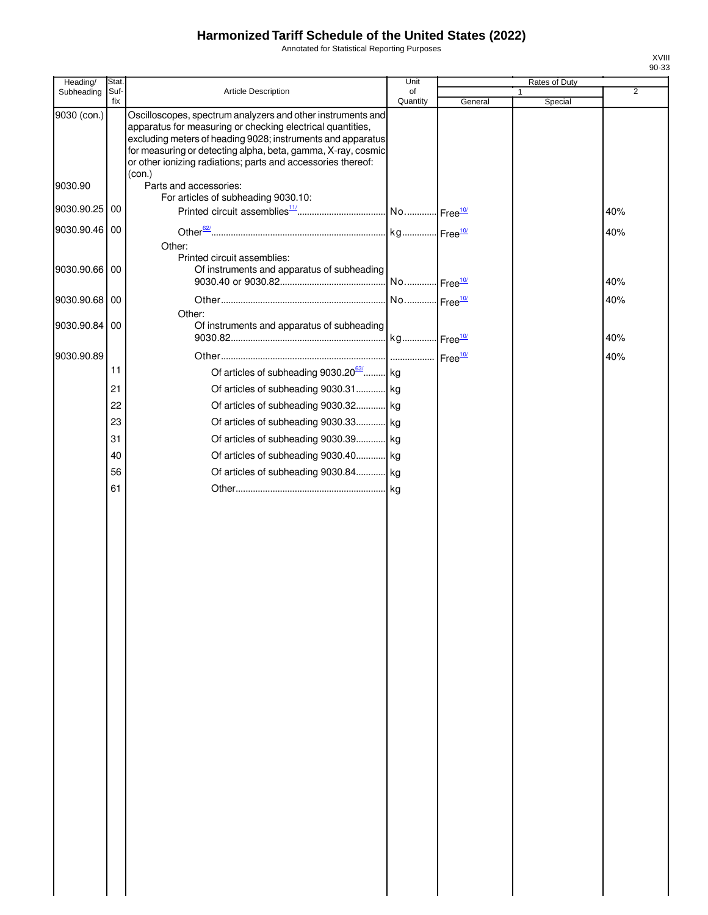# Harmonized Tariff Schedule of the United States (2022)

Annotated for Statistical Reporting Purposes

XVIII
90-33

| Heading/ Subheading | Stat. Suf-fix | Article Description | Unit of Quantity | Rates of Duty 1 General | Special | 2 |
|---|---|---|---|---|---|---|
| 9030 (con.) | | Oscilloscopes, spectrum analyzers and other instruments and apparatus for measuring or checking electrical quantities, excluding meters of heading 9028; instruments and apparatus for measuring or detecting alpha, beta, gamma, X-ray, cosmic or other ionizing radiations; parts and accessories thereof: (con.) | | | | |
| 9030.90 | | Parts and accessories: | | | | |
| | | For articles of subheading 9030.10: | | | | |
| 9030.90.25 | 00 | Printed circuit assemblies[11/] | No. | Free[10/] | | 40% |
| 9030.90.46 | 00 | Other[62/] | kg | Free[10/] | | 40% |
| | | Other: | | | | |
| | | Printed circuit assemblies: | | | | |
| 9030.90.66 | 00 | Of instruments and apparatus of subheading 9030.40 or 9030.82 | No. | Free[10/] | | 40% |
| 9030.90.68 | 00 | Other | No. | Free[10/] | | 40% |
| | | Other: | | | | |
| 9030.90.84 | 00 | Of instruments and apparatus of subheading 9030.82 | kg | Free[10/] | | 40% |
| 9030.90.89 | | Other | | Free[10/] | | 40% |
| | 11 | Of articles of subheading 9030.20[63/] | kg | | | |
| | 21 | Of articles of subheading 9030.31 | kg | | | |
| | 22 | Of articles of subheading 9030.32 | kg | | | |
| | 23 | Of articles of subheading 9030.33 | kg | | | |
| | 31 | Of articles of subheading 9030.39 | kg | | | |
| | 40 | Of articles of subheading 9030.40 | kg | | | |
| | 56 | Of articles of subheading 9030.84 | kg | | | |
| | 61 | Other | kg | | | |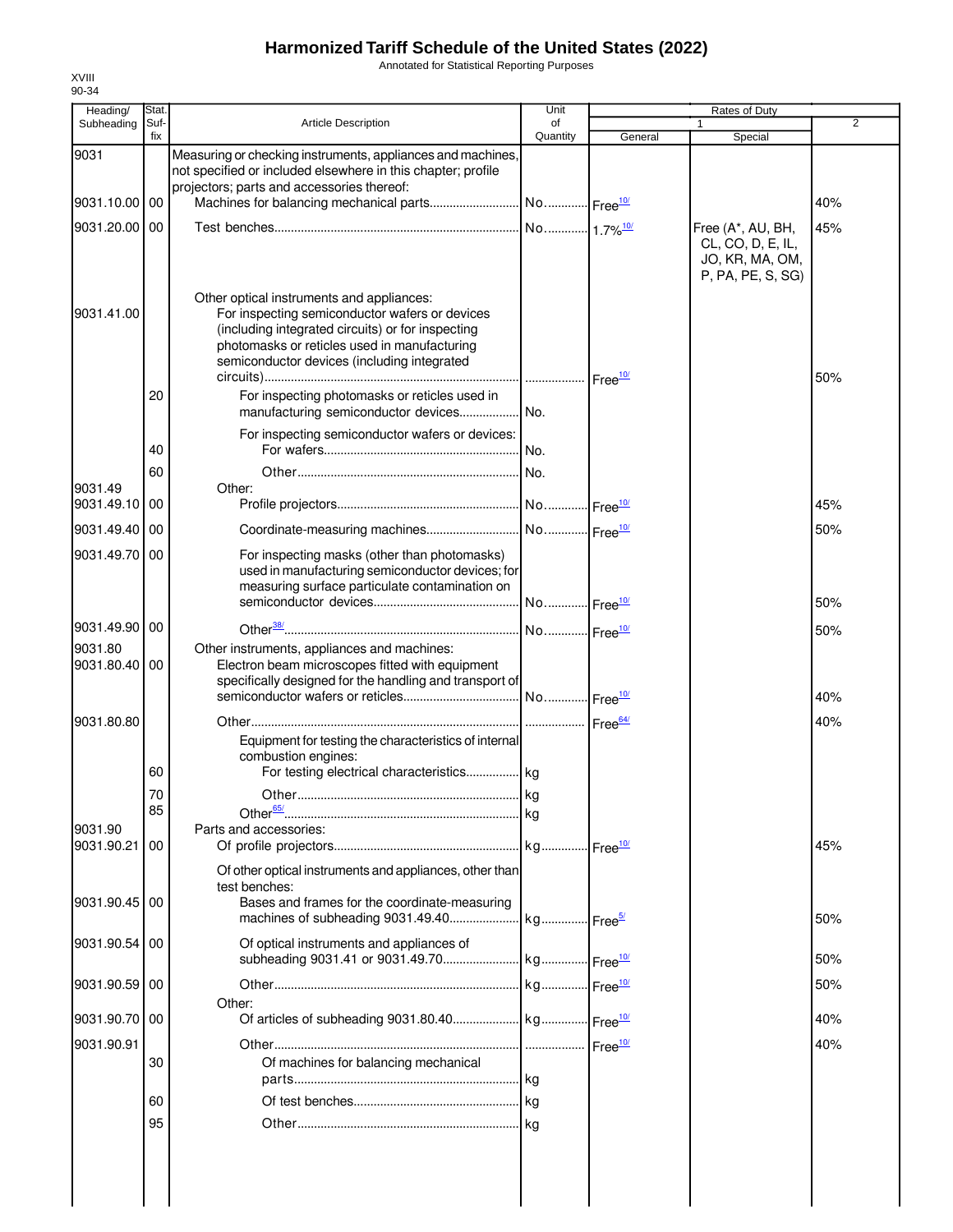# Harmonized Tariff Schedule of the United States (2022)

Annotated for Statistical Reporting Purposes

XVIII
90-34

| Heading/ Subheading | Stat. Suf- fix | Article Description | Unit of Quantity | Rates of Duty 1 General | Special | 2 |
|---|---|---|---|---|---|---|
| 9031 | | Measuring or checking instruments, appliances and machines, not specified or included elsewhere in this chapter; profile projectors; parts and accessories thereof: | | | | |
| 9031.10.00 | 00 | Machines for balancing mechanical parts | No. | Free[10/] | | 40% |
| 9031.20.00 | 00 | Test benches | No. | 1.7%[10/] | Free (A*, AU, BH, CL, CO, D, E, IL, JO, KR, MA, OM, P, PA, PE, S, SG) | 45% |
| | | Other optical instruments and appliances: | | | | |
| 9031.41.00 | | For inspecting semiconductor wafers or devices (including integrated circuits) or for inspecting photomasks or reticles used in manufacturing semiconductor devices (including integrated circuits) | | Free[10/] | | 50% |
| | 20 | For inspecting photomasks or reticles used in manufacturing semiconductor devices | No. | | | |
| | | For inspecting semiconductor wafers or devices: | | | | |
| | 40 | For wafers | No. | | | |
| | 60 | Other | No. | | | |
| 9031.49 | | Other: | | | | |
| 9031.49.10 | 00 | Profile projectors | No. | Free[10/] | | 45% |
| 9031.49.40 | 00 | Coordinate-measuring machines | No. | Free[10/] | | 50% |
| 9031.49.70 | 00 | For inspecting masks (other than photomasks) used in manufacturing semiconductor devices; for measuring surface particulate contamination on semiconductor devices | No. | Free[10/] | | 50% |
| 9031.49.90 | 00 | Other[38/] | No. | Free[10/] | | 50% |
| 9031.80 | | Other instruments, appliances and machines: | | | | |
| 9031.80.40 | 00 | Electron beam microscopes fitted with equipment specifically designed for the handling and transport of semiconductor wafers or reticles | No. | Free[10/] | | 40% |
| 9031.80.80 | | Other | | Free[64/] | | 40% |
| | | Equipment for testing the characteristics of internal combustion engines: | | | | |
| | 60 | For testing electrical characteristics | kg | | | |
| | 70 | Other | kg | | | |
| | 85 | Other[65/] | kg | | | |
| 9031.90 | | Parts and accessories: | | | | |
| 9031.90.21 | 00 | Of profile projectors | kg | Free[10/] | | 45% |
| | | Of other optical instruments and appliances, other than test benches: | | | | |
| 9031.90.45 | 00 | Bases and frames for the coordinate-measuring machines of subheading 9031.49.40 | kg | Free[5/] | | 50% |
| 9031.90.54 | 00 | Of optical instruments and appliances of subheading 9031.41 or 9031.49.70 | kg | Free[10/] | | 50% |
| 9031.90.59 | 00 | Other | kg | Free[10/] | | 50% |
| | | Other: | | | | |
| 9031.90.70 | 00 | Of articles of subheading 9031.80.40 | kg | Free[10/] | | 40% |
| 9031.90.91 | | Other | | Free[10/] | | 40% |
| | 30 | Of machines for balancing mechanical parts | kg | | | |
| | 60 | Of test benches | kg | | | |
| | 95 | Other | kg | | | |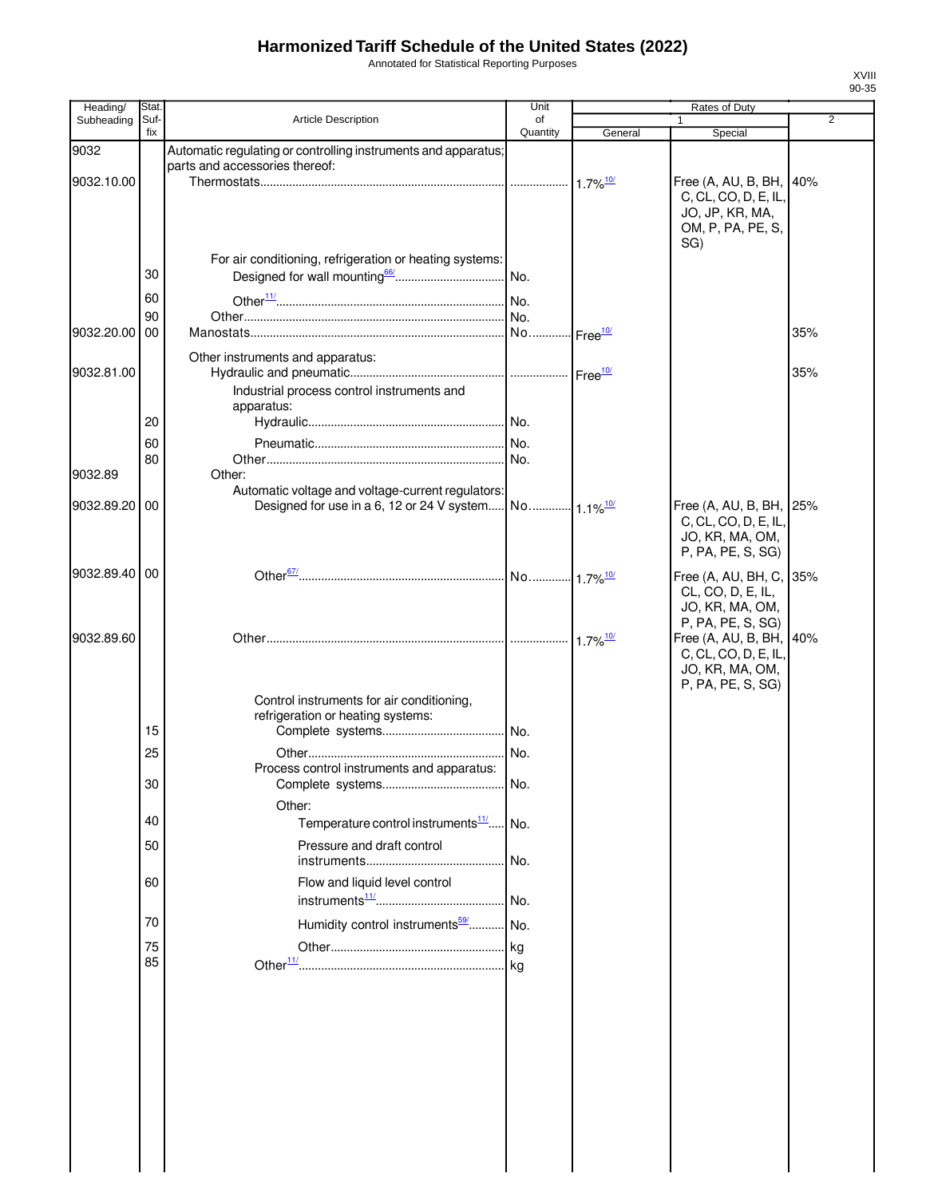# Harmonized Tariff Schedule of the United States (2022)

Annotated for Statistical Reporting Purposes

XVIII
90-35

| Heading/ Subheading | Stat. Suf-fix | Article Description | Unit of Quantity | Rates of Duty 1 General | Special | 2 |
|---|---|---|---|---|---|---|
| 9032 | | Automatic regulating or controlling instruments and apparatus; parts and accessories thereof: | | | | |
| 9032.10.00 | | Thermostats | | 1.7%[10/] | Free (A, AU, B, BH, C, CL, CO, D, E, IL, JO, JP, KR, MA, OM, P, PA, PE, S, SG) | 40% |
| | | For air conditioning, refrigeration or heating systems: | | | | |
| | 30 | Designed for wall mounting[66/] | No. | | | |
| | 60 | Other[11/] | No. | | | |
| | 90 | Other | No. | | | |
| 9032.20.00 | 00 | Manostats | No. | Free[10/] | | 35% |
| | | Other instruments and apparatus: | | | | |
| 9032.81.00 | | Hydraulic and pneumatic | | Free[10/] | | 35% |
| | | Industrial process control instruments and apparatus: | | | | |
| | 20 | Hydraulic | No. | | | |
| | 60 | Pneumatic | No. | | | |
| | 80 | Other | No. | | | |
| 9032.89 | | Other: | | | | |
| | | Automatic voltage and voltage-current regulators: | | | | |
| 9032.89.20 | 00 | Designed for use in a 6, 12 or 24 V system | No. | 1.1%[10/] | Free (A, AU, B, BH, C, CL, CO, D, E, IL, JO, KR, MA, OM, P, PA, PE, S, SG) | 25% |
| 9032.89.40 | 00 | Other[67/] | No. | 1.7%[10/] | Free (A, AU, BH, C, CL, CO, D, E, IL, JO, KR, MA, OM, P, PA, PE, S, SG) | 35% |
| 9032.89.60 | | Other | | 1.7%[10/] | Free (A, AU, B, BH, C, CL, CO, D, E, IL, JO, KR, MA, OM, P, PA, PE, S, SG) | 40% |
| | | Control instruments for air conditioning, refrigeration or heating systems: | | | | |
| | 15 | Complete systems | No. | | | |
| | 25 | Other | No. | | | |
| | | Process control instruments and apparatus: | | | | |
| | 30 | Complete systems | No. | | | |
| | | Other: | | | | |
| | 40 | Temperature control instruments[11/] | No. | | | |
| | 50 | Pressure and draft control instruments | No. | | | |
| | 60 | Flow and liquid level control instruments[11/] | No. | | | |
| | 70 | Humidity control instruments[59/] | No. | | | |
| | 75 | Other | kg | | | |
| | 85 | Other[11/] | kg | | | |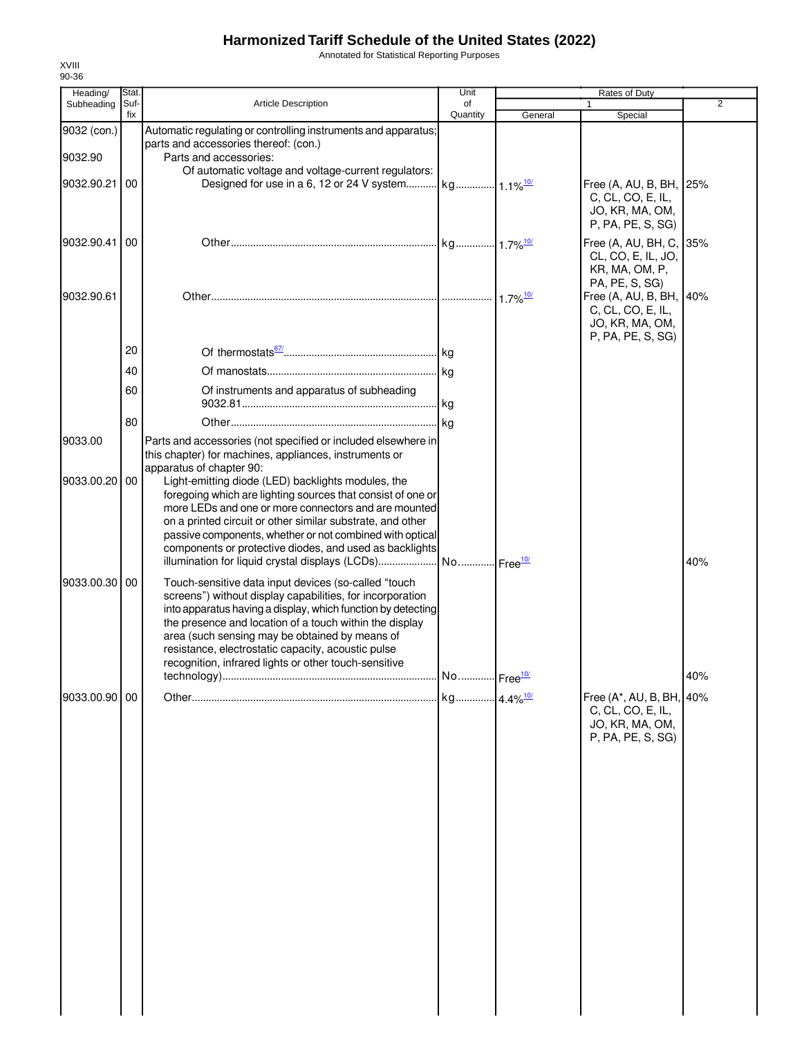# Harmonized Tariff Schedule of the United States (2022)

Annotated for Statistical Reporting Purposes

XVIII
90-36

| Heading/ Subheading | Stat. Suf- fix | Article Description | Unit of Quantity | Rates of Duty 1 General | Special | 2 |
|---|---|---|---|---|---|---|
| 9032 (con.) | | Automatic regulating or controlling instruments and apparatus; parts and accessories thereof: (con.) | | | | |
| 9032.90 | | Parts and accessories: | | | | |
| | | Of automatic voltage and voltage-current regulators: | | | | |
| 9032.90.21 | 00 | Designed for use in a 6, 12 or 24 V system | kg | 1.1%[10/] | Free (A, AU, B, BH, C, CL, CO, E, IL, JO, KR, MA, OM, P, PA, PE, S, SG) | 25% |
| 9032.90.41 | 00 | Other | kg | 1.7%[10/] | Free (A, AU, BH, C, CL, CO, E, IL, JO, KR, MA, OM, P, PA, PE, S, SG) | 35% |
| 9032.90.61 | | Other | | 1.7%[10/] | Free (A, AU, B, BH, C, CL, CO, E, IL, JO, KR, MA, OM, P, PA, PE, S, SG) | 40% |
| | 20 | Of thermostats[67/] | kg | | | |
| | 40 | Of manostats | kg | | | |
| | 60 | Of instruments and apparatus of subheading 9032.81 | kg | | | |
| | 80 | Other | kg | | | |
| 9033.00 | | Parts and accessories (not specified or included elsewhere in this chapter) for machines, appliances, instruments or apparatus of chapter 90: | | | | |
| 9033.00.20 | 00 | Light-emitting diode (LED) backlights modules, the foregoing which are lighting sources that consist of one or more LEDs and one or more connectors and are mounted on a printed circuit or other similar substrate, and other passive components, whether or not combined with optical components or protective diodes, and used as backlights illumination for liquid crystal displays (LCDs) | No. | Free[10/] | | 40% |
| 9033.00.30 | 00 | Touch-sensitive data input devices (so-called "touch screens") without display capabilities, for incorporation into apparatus having a display, which function by detecting the presence and location of a touch within the display area (such sensing may be obtained by means of resistance, electrostatic capacity, acoustic pulse recognition, infrared lights or other touch-sensitive technology) | No. | Free[10/] | | 40% |
| 9033.00.90 | 00 | Other | kg | 4.4%[10/] | Free (A*, AU, B, BH, C, CL, CO, E, IL, JO, KR, MA, OM, P, PA, PE, S, SG) | 40% |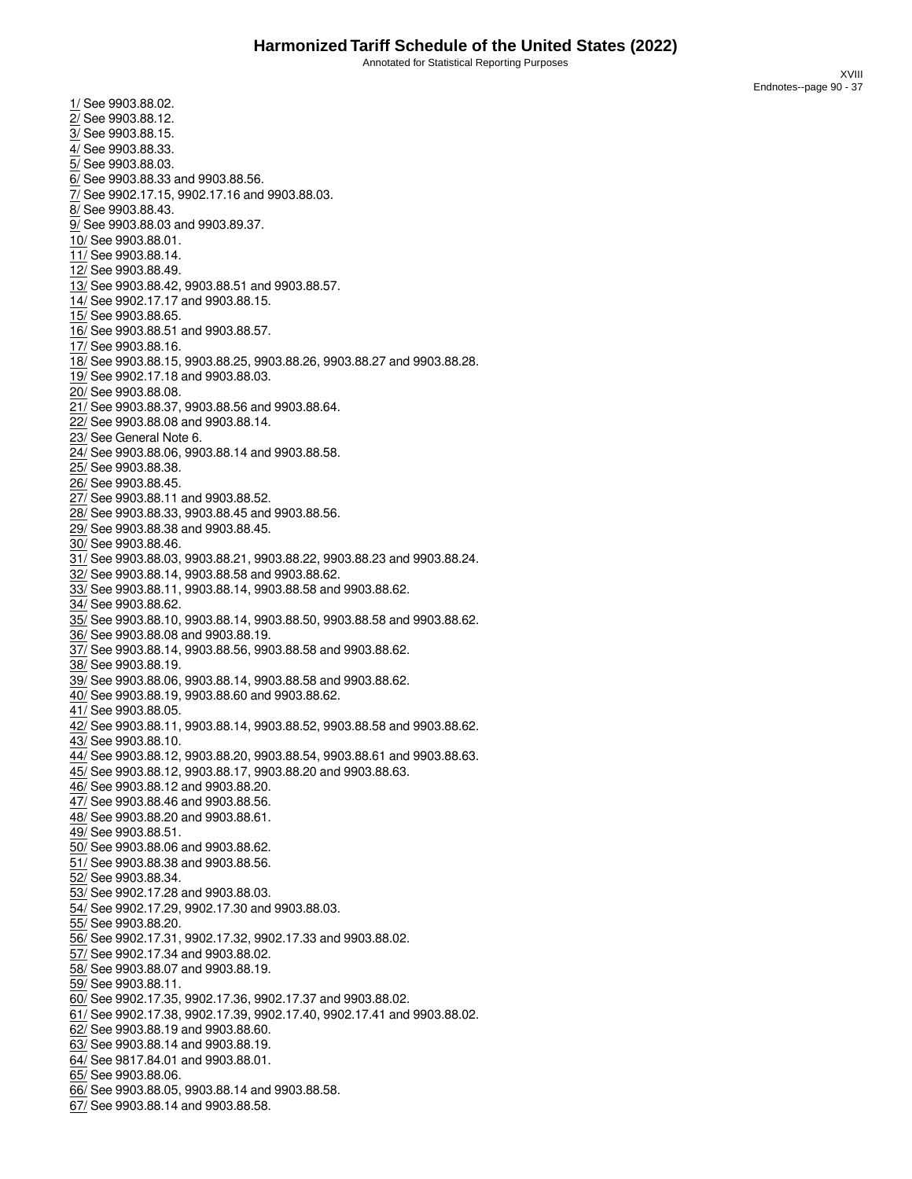1/ See 9903.88.02.
2/ See 9903.88.12.
3/ See 9903.88.15.
4/ See 9903.88.33.
5/ See 9903.88.03.
6/ See 9903.88.33 and 9903.88.56.
7/ See 9902.17.15, 9902.17.16 and 9903.88.03.
8/ See 9903.88.43.
9/ See 9903.88.03 and 9903.89.37.
10/ See 9903.88.01.
11/ See 9903.88.14.
12/ See 9903.88.49.
13/ See 9903.88.42, 9903.88.51 and 9903.88.57.
14/ See 9902.17.17 and 9903.88.15.
15/ See 9903.88.65.
16/ See 9903.88.51 and 9903.88.57.
17/ See 9903.88.16.
18/ See 9903.88.15, 9903.88.25, 9903.88.26, 9903.88.27 and 9903.88.28.
19/ See 9902.17.18 and 9903.88.03.
20/ See 9903.88.08.
21/ See 9903.88.37, 9903.88.56 and 9903.88.64.
22/ See 9903.88.08 and 9903.88.14.
23/ See General Note 6.
24/ See 9903.88.06, 9903.88.14 and 9903.88.58.
25/ See 9903.88.38.
26/ See 9903.88.45.
27/ See 9903.88.11 and 9903.88.52.
28/ See 9903.88.33, 9903.88.45 and 9903.88.56.
29/ See 9903.88.38 and 9903.88.45.
30/ See 9903.88.46.
31/ See 9903.88.03, 9903.88.21, 9903.88.22, 9903.88.23 and 9903.88.24.
32/ See 9903.88.14, 9903.88.58 and 9903.88.62.
33/ See 9903.88.11, 9903.88.14, 9903.88.58 and 9903.88.62.
34/ See 9903.88.62.
35/ See 9903.88.10, 9903.88.14, 9903.88.50, 9903.88.58 and 9903.88.62.
36/ See 9903.88.08 and 9903.88.19.
37/ See 9903.88.14, 9903.88.56, 9903.88.58 and 9903.88.62.
38/ See 9903.88.19.
39/ See 9903.88.06, 9903.88.14, 9903.88.58 and 9903.88.62.
40/ See 9903.88.19, 9903.88.60 and 9903.88.62.
41/ See 9903.88.05.
42/ See 9903.88.11, 9903.88.14, 9903.88.52, 9903.88.58 and 9903.88.62.
43/ See 9903.88.10.
44/ See 9903.88.12, 9903.88.20, 9903.88.54, 9903.88.61 and 9903.88.63.
45/ See 9903.88.12, 9903.88.17, 9903.88.20 and 9903.88.63.
46/ See 9903.88.12 and 9903.88.20.
47/ See 9903.88.46 and 9903.88.56.
48/ See 9903.88.20 and 9903.88.61.
49/ See 9903.88.51.
50/ See 9903.88.06 and 9903.88.62.
51/ See 9903.88.38 and 9903.88.56.
52/ See 9903.88.34.
53/ See 9902.17.28 and 9903.88.03.
54/ See 9902.17.29, 9902.17.30 and 9903.88.03.
55/ See 9903.88.20.
56/ See 9902.17.31, 9902.17.32, 9902.17.33 and 9903.88.02.
57/ See 9902.17.34 and 9903.88.02.
58/ See 9903.88.07 and 9903.88.19.
59/ See 9903.88.11.
60/ See 9902.17.35, 9902.17.36, 9902.17.37 and 9903.88.02.
61/ See 9902.17.38, 9902.17.39, 9902.17.40, 9902.17.41 and 9903.88.02.
62/ See 9903.88.19 and 9903.88.60.
63/ See 9903.88.14 and 9903.88.19.
64/ See 9817.84.01 and 9903.88.01.
65/ See 9903.88.06.
66/ See 9903.88.05, 9903.88.14 and 9903.88.58.
67/ See 9903.88.14 and 9903.88.58.